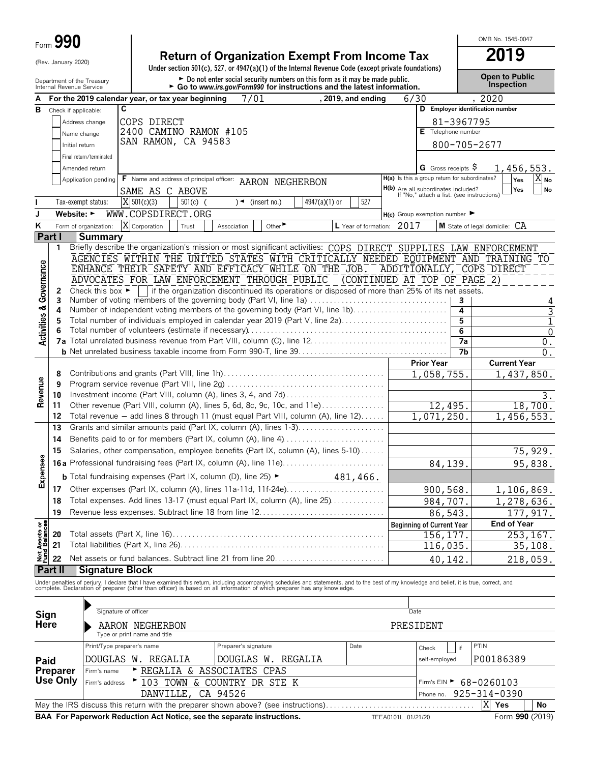Form **990**

(Rev. January 2020)

Department of the Treasury
Internal Revenue Service

# Return of Organization Exempt From Income Tax

**Under section 501(c), 527, or 4947(a)(1) of the Internal Revenue Code (except private foundations)**

► Do not enter social security numbers on this form as it may be made public.
► Go to *www.irs.gov/Form990* for instructions and the latest information.

OMB No. 1545-0047

**2019**

**Open to Public Inspection**

**A** For the 2019 calendar year, or tax year beginning 7/01, 2019, and ending 6/30, 2020

**B** Check if applicable:
- Address change
- Name change
- Initial return
- Final return/terminated
- Amended return
- Application pending

**C** COPS DIRECT
2400 CAMINO RAMON #105
SAN RAMON, CA 94583

**D** Employer identification number: 81-3967795

**E** Telephone number: 800-705-2677

**G** Gross receipts $ 1,456,553.

**F** Name and address of principal officer: AARON NEGHERBON
SAME AS C ABOVE

**H(a)** Is this a group return for subordinates? Yes [ ] No [X]

**H(b)** Are all subordinates included? Yes [ ] No [ ]
If "No," attach a list. (see instructions)

**I** Tax-exempt status: [X] 501(c)(3) [ ] 501(c) ( ) ◄ (insert no.) [ ] 4947(a)(1) or [ ] 527

**J** Website: ► WWW.COPSDIRECT.ORG

**H(c)** Group exemption number ►

**K** Form of organization: [X] Corporation [ ] Trust [ ] Association [ ] Other ►

**L** Year of formation: 2017

**M** State of legal domicile: CA

## Part I Summary

**Activities & Governance**

1 Briefly describe the organization's mission or most significant activities: COPS DIRECT SUPPLIES LAW ENFORCEMENT AGENCIES WITHIN THE UNITED STATES WITH CRITICALLY NEEDED EQUIPMENT AND TRAINING TO ENHANCE THEIR SAFETY AND EFFICACY WHILE ON THE JOB. ADDITIONALLY, COPS DIRECT ADVOCATES FOR LAW ENFORCEMENT THROUGH PUBLIC (CONTINUED AT TOP OF PAGE 2)

2 Check this box ► [ ] if the organization discontinued its operations or disposed of more than 25% of its net assets.

| | | | |
|---|---|---|---|
| 3 | Number of voting members of the governing body (Part VI, line 1a) | 3 | 4 |
| 4 | Number of independent voting members of the governing body (Part VI, line 1b) | 4 | 3 |
| 5 | Total number of individuals employed in calendar year 2019 (Part V, line 2a) | 5 | 1 |
| 6 | Total number of volunteers (estimate if necessary) | 6 | 0 |
| 7a | Total unrelated business revenue from Part VIII, column (C), line 12 | 7a | 0. |
| b | Net unrelated business taxable income from Form 990-T, line 39 | 7b | 0. |

| | | Prior Year | Current Year |
|---|---|---|---|
| **Revenue** | | | |
| 8 | Contributions and grants (Part VIII, line 1h) | 1,058,755. | 1,437,850. |
| 9 | Program service revenue (Part VIII, line 2g) | | |
| 10 | Investment income (Part VIII, column (A), lines 3, 4, and 7d) | | 3. |
| 11 | Other revenue (Part VIII, column (A), lines 5, 6d, 8c, 9c, 10c, and 11e) | 12,495. | 18,700. |
| 12 | Total revenue — add lines 8 through 11 (must equal Part VIII, column (A), line 12) | 1,071,250. | 1,456,553. |
| **Expenses** | | | |
| 13 | Grants and similar amounts paid (Part IX, column (A), lines 1-3) | | |
| 14 | Benefits paid to or for members (Part IX, column (A), line 4) | | |
| 15 | Salaries, other compensation, employee benefits (Part IX, column (A), lines 5-10) | | 75,929. |
| 16a | Professional fundraising fees (Part IX, column (A), line 11e) | 84,139. | 95,838. |
| b | Total fundraising expenses (Part IX, column (D), line 25) ► 481,466. | | |
| 17 | Other expenses (Part IX, column (A), lines 11a-11d, 11f-24e) | 900,568. | 1,106,869. |
| 18 | Total expenses. Add lines 13-17 (must equal Part IX, column (A), line 25) | 984,707. | 1,278,636. |
| 19 | Revenue less expenses. Subtract line 18 from line 12 | 86,543. | 177,917. |

| **Net Assets or Fund Balances** | | Beginning of Current Year | End of Year |
|---|---|---|---|
| 20 | Total assets (Part X, line 16) | 156,177. | 253,167. |
| 21 | Total liabilities (Part X, line 26) | 116,035. | 35,108. |
| 22 | Net assets or fund balances. Subtract line 21 from line 20 | 40,142. | 218,059. |

## Part II Signature Block

Under penalties of perjury, I declare that I have examined this return, including accompanying schedules and statements, and to the best of my knowledge and belief, it is true, correct, and complete. Declaration of preparer (other than officer) is based on all information of which preparer has any knowledge.

**Sign Here**

Signature of officer | Date

AARON NEGHERBON PRESIDENT
Type or print name and title

**Paid Preparer Use Only**

| Print/Type preparer's name | Preparer's signature | Date | Check [ ] if self-employed | PTIN |
|---|---|---|---|---|
| DOUGLAS W. REGALIA | DOUGLAS W. REGALIA | | | P00186389 |

Firm's name ► REGALIA & ASSOCIATES CPAS

Firm's address ► 103 TOWN & COUNTRY DR STE K
DANVILLE, CA 94526

Firm's EIN ► 68-0260103

Phone no. 925-314-0390

May the IRS discuss this return with the preparer shown above? (see instructions) [X] Yes [ ] No

**BAA For Paperwork Reduction Act Notice, see the separate instructions.** TEEA0101L 01/21/20 Form **990** (2019)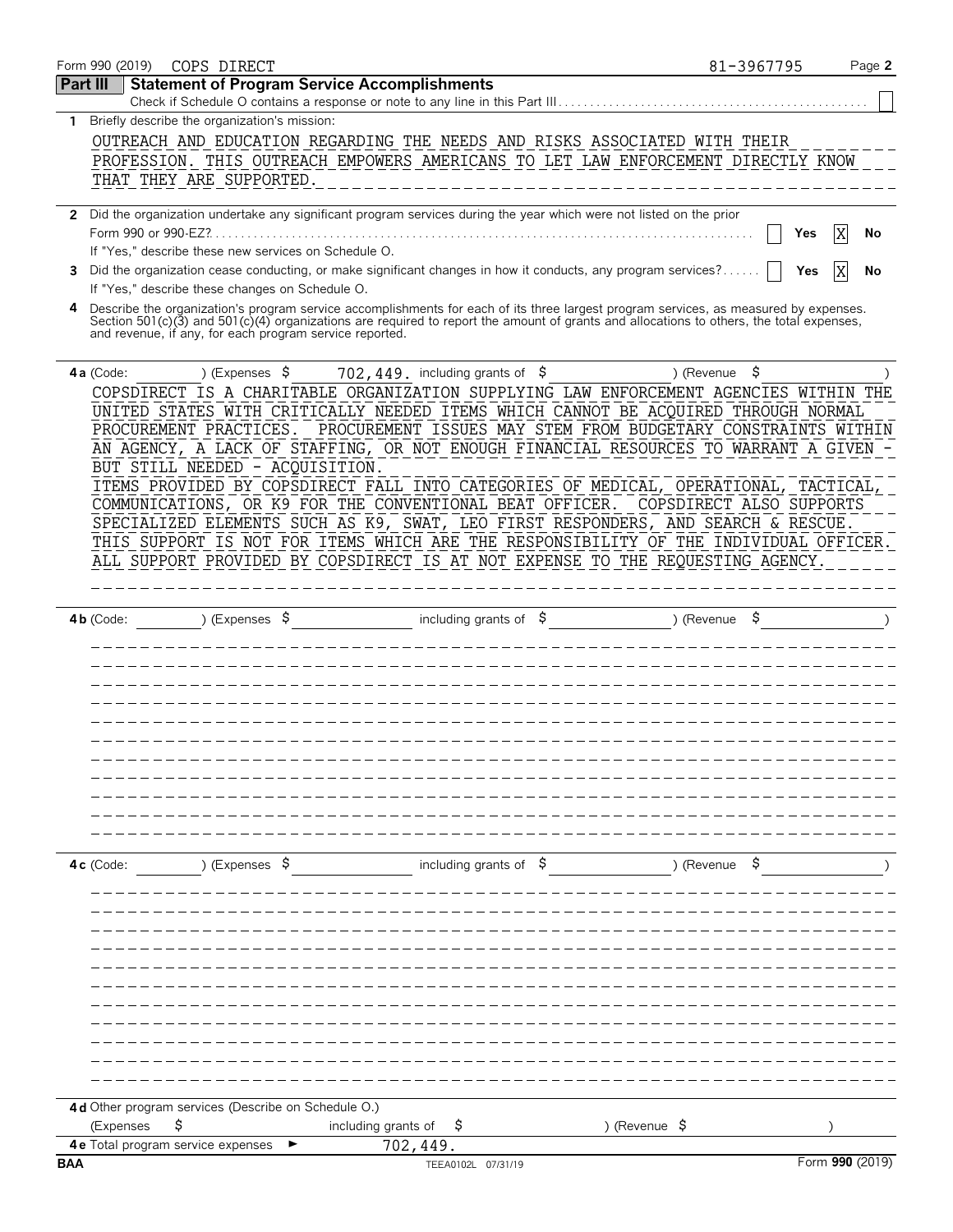Form 990 (2019) COPS DIRECT 81-3967795

## Part III Statement of Program Service Accomplishments

Check if Schedule O contains a response or note to any line in this Part III [ ]

**1** Briefly describe the organization's mission:

OUTREACH AND EDUCATION REGARDING THE NEEDS AND RISKS ASSOCIATED WITH THEIR PROFESSION. THIS OUTREACH EMPOWERS AMERICANS TO LET LAW ENFORCEMENT DIRECTLY KNOW THAT THEY ARE SUPPORTED.

**2** Did the organization undertake any significant program services during the year which were not listed on the prior Form 990 or 990-EZ? [ ] Yes [X] No

If "Yes," describe these new services on Schedule O.

**3** Did the organization cease conducting, or make significant changes in how it conducts, any program services? [ ] Yes [X] No

If "Yes," describe these changes on Schedule O.

**4** Describe the organization's program service accomplishments for each of its three largest program services, as measured by expenses. Section 501(c)(3) and 501(c)(4) organizations are required to report the amount of grants and allocations to others, the total expenses, and revenue, if any, for each program service reported.

**4a** (Code: ) (Expenses $ 702,449. including grants of $ ) (Revenue $ )

COPSDIRECT IS A CHARITABLE ORGANIZATION SUPPLYING LAW ENFORCEMENT AGENCIES WITHIN THE UNITED STATES WITH CRITICALLY NEEDED ITEMS WHICH CANNOT BE ACQUIRED THROUGH NORMAL PROCUREMENT PRACTICES. PROCUREMENT ISSUES MAY STEM FROM BUDGETARY CONSTRAINTS WITHIN AN AGENCY, A LACK OF STAFFING, OR NOT ENOUGH FINANCIAL RESOURCES TO WARRANT A GIVEN - BUT STILL NEEDED - ACQUISITION.

ITEMS PROVIDED BY COPSDIRECT FALL INTO CATEGORIES OF MEDICAL, OPERATIONAL, TACTICAL, COMMUNICATIONS, OR K9 FOR THE CONVENTIONAL BEAT OFFICER. COPSDIRECT ALSO SUPPORTS SPECIALIZED ELEMENTS SUCH AS K9, SWAT, LEO FIRST RESPONDERS, AND SEARCH & RESCUE. THIS SUPPORT IS NOT FOR ITEMS WHICH ARE THE RESPONSIBILITY OF THE INDIVIDUAL OFFICER. ALL SUPPORT PROVIDED BY COPSDIRECT IS AT NOT EXPENSE TO THE REQUESTING AGENCY.

**4b** (Code: ) (Expenses $ including grants of $ ) (Revenue $ )

**4c** (Code: ) (Expenses $ including grants of $ ) (Revenue $ )

**4d** Other program services (Describe on Schedule O.)

(Expenses $ including grants of $ ) (Revenue $ )

**4e** Total program service expenses ► 702,449.

BAA TEEA0102L 07/31/19 Form **990** (2019)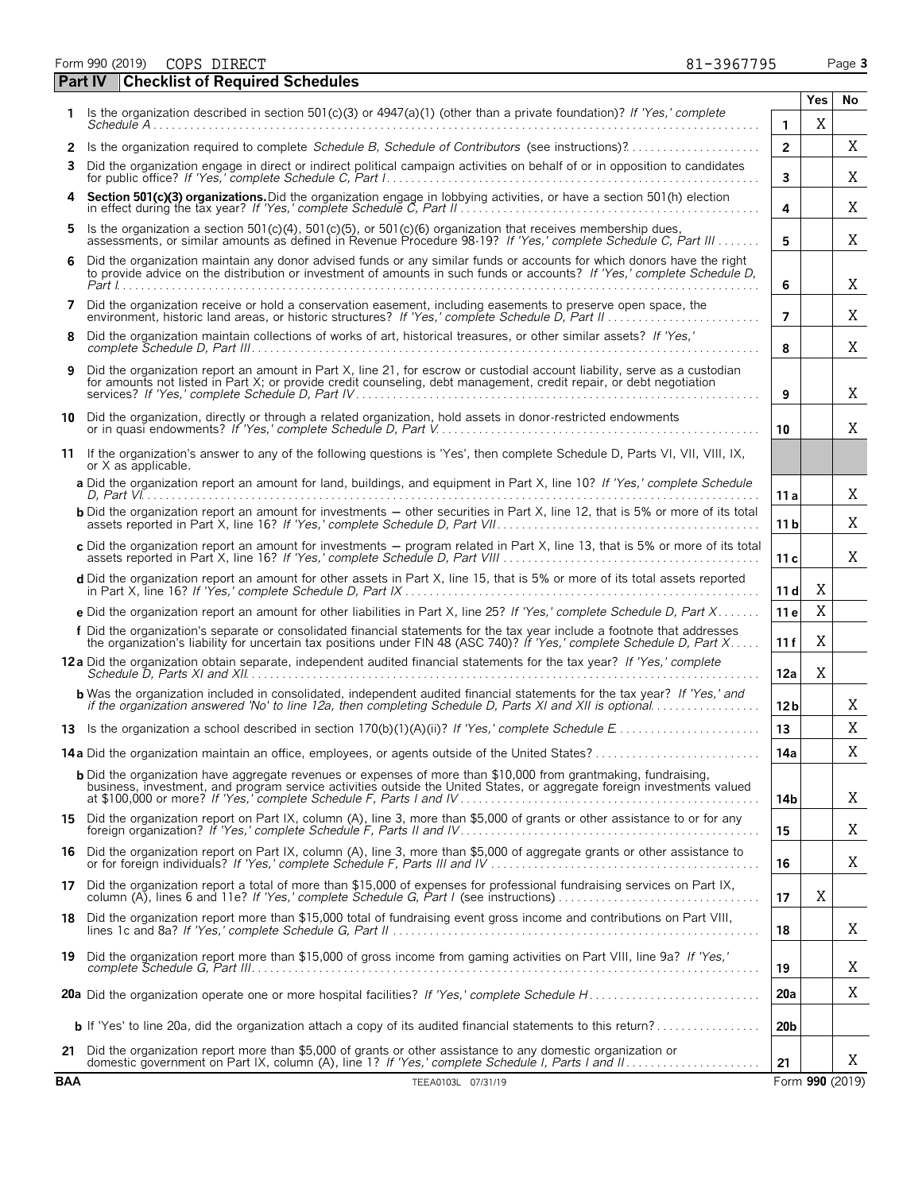Form 990 (2019) COPS DIRECT 81-3967795

## Part IV Checklist of Required Schedules

| | | | Yes | No |
|---|---|---|---|---|
| **1** | Is the organization described in section 501(c)(3) or 4947(a)(1) (other than a private foundation)? *If 'Yes,' complete Schedule A* | 1 | X | |
| **2** | Is the organization required to complete *Schedule B, Schedule of Contributors* (see instructions)? | 2 | | X |
| **3** | Did the organization engage in direct or indirect political campaign activities on behalf of or in opposition to candidates for public office? *If 'Yes,' complete Schedule C, Part I* | 3 | | X |
| **4** | **Section 501(c)(3) organizations.** Did the organization engage in lobbying activities, or have a section 501(h) election in effect during the tax year? *If 'Yes,' complete Schedule C, Part II* | 4 | | X |
| **5** | Is the organization a section 501(c)(4), 501(c)(5), or 501(c)(6) organization that receives membership dues, assessments, or similar amounts as defined in Revenue Procedure 98-19? *If 'Yes,' complete Schedule C, Part III* | 5 | | X |
| **6** | Did the organization maintain any donor advised funds or any similar funds or accounts for which donors have the right to provide advice on the distribution or investment of amounts in such funds or accounts? *If 'Yes,' complete Schedule D, Part I* | 6 | | X |
| **7** | Did the organization receive or hold a conservation easement, including easements to preserve open space, the environment, historic land areas, or historic structures? *If 'Yes,' complete Schedule D, Part II* | 7 | | X |
| **8** | Did the organization maintain collections of works of art, historical treasures, or other similar assets? *If 'Yes,' complete Schedule D, Part III* | 8 | | X |
| **9** | Did the organization report an amount in Part X, line 21, for escrow or custodial account liability, serve as a custodian for amounts not listed in Part X; or provide credit counseling, debt management, credit repair, or debt negotiation services? *If 'Yes,' complete Schedule D, Part IV* | 9 | | X |
| **10** | Did the organization, directly or through a related organization, hold assets in donor-restricted endowments or in quasi endowments? *If 'Yes,' complete Schedule D, Part V* | 10 | | X |
| **11** | If the organization's answer to any of the following questions is 'Yes', then complete Schedule D, Parts VI, VII, VIII, IX, or X as applicable. | | | |
| | **a** Did the organization report an amount for land, buildings, and equipment in Part X, line 10? *If 'Yes,' complete Schedule D, Part VI* | 11 a | | X |
| | **b** Did the organization report an amount for investments — other securities in Part X, line 12, that is 5% or more of its total assets reported in Part X, line 16? *If 'Yes,' complete Schedule D, Part VII* | 11 b | | X |
| | **c** Did the organization report an amount for investments — program related in Part X, line 13, that is 5% or more of its total assets reported in Part X, line 16? *If 'Yes,' complete Schedule D, Part VIII* | 11 c | | X |
| | **d** Did the organization report an amount for other assets in Part X, line 15, that is 5% or more of its total assets reported in Part X, line 16? *If 'Yes,' complete Schedule D, Part IX* | 11 d | X | |
| | **e** Did the organization report an amount for other liabilities in Part X, line 25? *If 'Yes,' complete Schedule D, Part X* | 11 e | X | |
| | **f** Did the organization's separate or consolidated financial statements for the tax year include a footnote that addresses the organization's liability for uncertain tax positions under FIN 48 (ASC 740)? *If 'Yes,' complete Schedule D, Part X* | 11 f | X | |
| **12 a** | Did the organization obtain separate, independent audited financial statements for the tax year? *If 'Yes,' complete Schedule D, Parts XI and XII* | 12a | X | |
| | **b** Was the organization included in consolidated, independent audited financial statements for the tax year? *If 'Yes,' and if the organization answered 'No' to line 12a, then completing Schedule D, Parts XI and XII is optional* | 12b | | X |
| **13** | Is the organization a school described in section 170(b)(1)(A)(ii)? *If 'Yes,' complete Schedule E* | 13 | | X |
| **14 a** | Did the organization maintain an office, employees, or agents outside of the United States? | 14a | | X |
| | **b** Did the organization have aggregate revenues or expenses of more than $10,000 from grantmaking, fundraising, business, investment, and program service activities outside the United States, or aggregate foreign investments valued at $100,000 or more? *If 'Yes,' complete Schedule F, Parts I and IV* | 14b | | X |
| **15** | Did the organization report on Part IX, column (A), line 3, more than $5,000 of grants or other assistance to or for any foreign organization? *If 'Yes,' complete Schedule F, Parts II and IV* | 15 | | X |
| **16** | Did the organization report on Part IX, column (A), line 3, more than $5,000 of aggregate grants or other assistance to or for foreign individuals? *If 'Yes,' complete Schedule F, Parts III and IV* | 16 | | X |
| **17** | Did the organization report a total of more than $15,000 of expenses for professional fundraising services on Part IX, column (A), lines 6 and 11e? *If 'Yes,' complete Schedule G, Part I* (see instructions) | 17 | X | |
| **18** | Did the organization report more than $15,000 total of fundraising event gross income and contributions on Part VIII, lines 1c and 8a? *If 'Yes,' complete Schedule G, Part II* | 18 | | X |
| **19** | Did the organization report more than $15,000 of gross income from gaming activities on Part VIII, line 9a? *If 'Yes,' complete Schedule G, Part III* | 19 | | X |
| **20 a** | Did the organization operate one or more hospital facilities? *If 'Yes,' complete Schedule H* | 20a | | X |
| | **b** If 'Yes' to line 20a, did the organization attach a copy of its audited financial statements to this return? | 20b | | |
| **21** | Did the organization report more than $5,000 of grants or other assistance to any domestic organization or domestic government on Part IX, column (A), line 1? *If 'Yes,' complete Schedule I, Parts I and II* | 21 | | X |

BAA TEEA0103L 07/31/19 Form **990** (2019)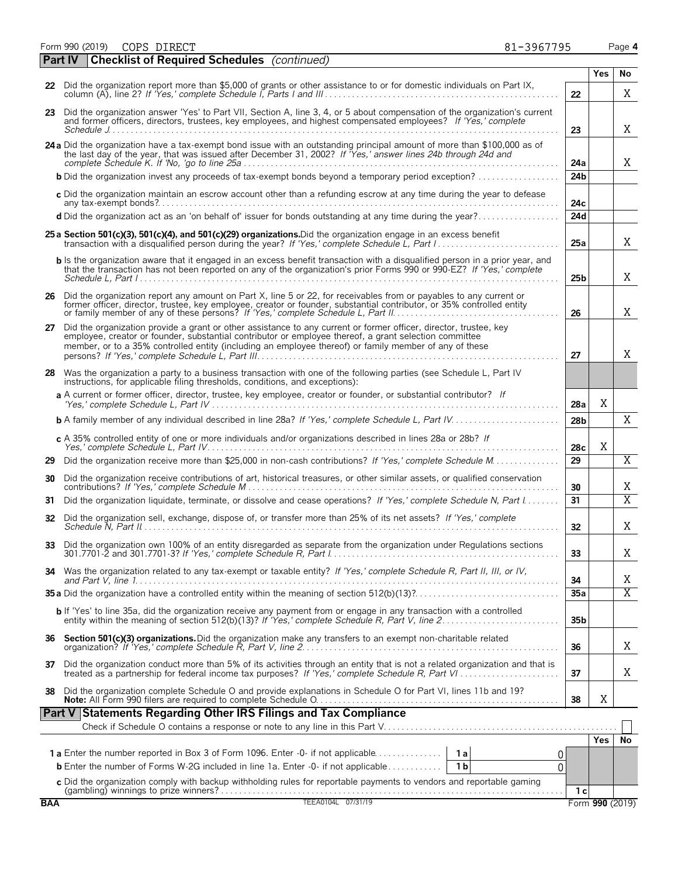Form 990 (2019) COPS DIRECT 81-3967795 Page 4

## Part IV Checklist of Required Schedules *(continued)*

| | | | Yes | No |
|---|---|---|---|---|
| **22** | Did the organization report more than $5,000 of grants or other assistance to or for domestic individuals on Part IX, column (A), line 2? *If 'Yes,' complete Schedule I, Parts I and III* | **22** | | X |
| **23** | Did the organization answer 'Yes' to Part VII, Section A, line 3, 4, or 5 about compensation of the organization's current and former officers, directors, trustees, key employees, and highest compensated employees? *If 'Yes,' complete Schedule J* | **23** | | X |
| **24 a** | Did the organization have a tax-exempt bond issue with an outstanding principal amount of more than $100,000 as of the last day of the year, that was issued after December 31, 2002? *If 'Yes,' answer lines 24b through 24d and complete Schedule K. If 'No,' go to line 25a* | **24a** | | X |
| **b** | Did the organization invest any proceeds of tax-exempt bonds beyond a temporary period exception? | **24b** | | |
| **c** | Did the organization maintain an escrow account other than a refunding escrow at any time during the year to defease any tax-exempt bonds? | **24c** | | |
| **d** | Did the organization act as an 'on behalf of' issuer for bonds outstanding at any time during the year? | **24d** | | |
| **25 a** | **Section 501(c)(3), 501(c)(4), and 501(c)(29) organizations.** Did the organization engage in an excess benefit transaction with a disqualified person during the year? *If 'Yes,' complete Schedule L, Part I* | **25a** | | X |
| **b** | Is the organization aware that it engaged in an excess benefit transaction with a disqualified person in a prior year, and that the transaction has not been reported on any of the organization's prior Forms 990 or 990-EZ? *If 'Yes,' complete Schedule L, Part I* | **25b** | | X |
| **26** | Did the organization report any amount on Part X, line 5 or 22, for receivables from or payables to any current or former officer, director, trustee, key employee, creator or founder, substantial contributor, or 35% controlled entity or family member of any of these persons? *If 'Yes,' complete Schedule L, Part II* | **26** | | X |
| **27** | Did the organization provide a grant or other assistance to any current or former officer, director, trustee, key employee, creator or founder, substantial contributor or employee thereof, a grant selection committee member, or to a 35% controlled entity (including an employee thereof) or family member of any of these persons? *If 'Yes,' complete Schedule L, Part III* | **27** | | X |
| **28** | Was the organization a party to a business transaction with one of the following parties (see Schedule L, Part IV instructions, for applicable filing thresholds, conditions, and exceptions): | | | |
| **a** | A current or former officer, director, trustee, key employee, creator or founder, or substantial contributor? *If 'Yes,' complete Schedule L, Part IV* | **28a** | X | |
| **b** | A family member of any individual described in line 28a? *If 'Yes,' complete Schedule L, Part IV* | **28b** | | X |
| **c** | A 35% controlled entity of one or more individuals and/or organizations described in lines 28a or 28b? *If Yes,' complete Schedule L, Part IV* | **28c** | X | |
| **29** | Did the organization receive more than $25,000 in non-cash contributions? *If 'Yes,' complete Schedule M* | **29** | | X |
| **30** | Did the organization receive contributions of art, historical treasures, or other similar assets, or qualified conservation contributions? *If 'Yes,' complete Schedule M* | **30** | | X |
| **31** | Did the organization liquidate, terminate, or dissolve and cease operations? *If 'Yes,' complete Schedule N, Part I* | **31** | | X |
| **32** | Did the organization sell, exchange, dispose of, or transfer more than 25% of its net assets? *If 'Yes,' complete Schedule N, Part II* | **32** | | X |
| **33** | Did the organization own 100% of an entity disregarded as separate from the organization under Regulations sections 301.7701-2 and 301.7701-3? *If 'Yes,' complete Schedule R, Part I* | **33** | | X |
| **34** | Was the organization related to any tax-exempt or taxable entity? *If 'Yes,' complete Schedule R, Part II, III, or IV, and Part V, line 1* | **34** | | X |
| **35 a** | Did the organization have a controlled entity within the meaning of section 512(b)(13)? | **35a** | | X |
| **b** | If 'Yes' to line 35a, did the organization receive any payment from or engage in any transaction with a controlled entity within the meaning of section 512(b)(13)? *If 'Yes,' complete Schedule R, Part V, line 2* | **35b** | | |
| **36** | **Section 501(c)(3) organizations.** Did the organization make any transfers to an exempt non-charitable related organization? *If 'Yes,' complete Schedule R, Part V, line 2* | **36** | | X |
| **37** | Did the organization conduct more than 5% of its activities through an entity that is not a related organization and that is treated as a partnership for federal income tax purposes? *If 'Yes,' complete Schedule R, Part VI* | **37** | | X |
| **38** | Did the organization complete Schedule O and provide explanations in Schedule O for Part VI, lines 11b and 19? **Note:** All Form 990 filers are required to complete Schedule O. | **38** | X | |

## Part V Statements Regarding Other IRS Filings and Tax Compliance

Check if Schedule O contains a response or note to any line in this Part V ☐

| | | | | | Yes | No |
|---|---|---|---|---|---|---|
| **1 a** | Enter the number reported in Box 3 of Form 1096. Enter -0- if not applicable | **1 a** | 0 | | | |
| **b** | Enter the number of Forms W-2G included in line 1a. Enter -0- if not applicable | **1 b** | 0 | | | |
| **c** | Did the organization comply with backup withholding rules for reportable payments to vendors and reportable gaming (gambling) winnings to prize winners? | | | **1 c** | | |

BAA TEEA0104L 07/31/19 Form **990** (2019)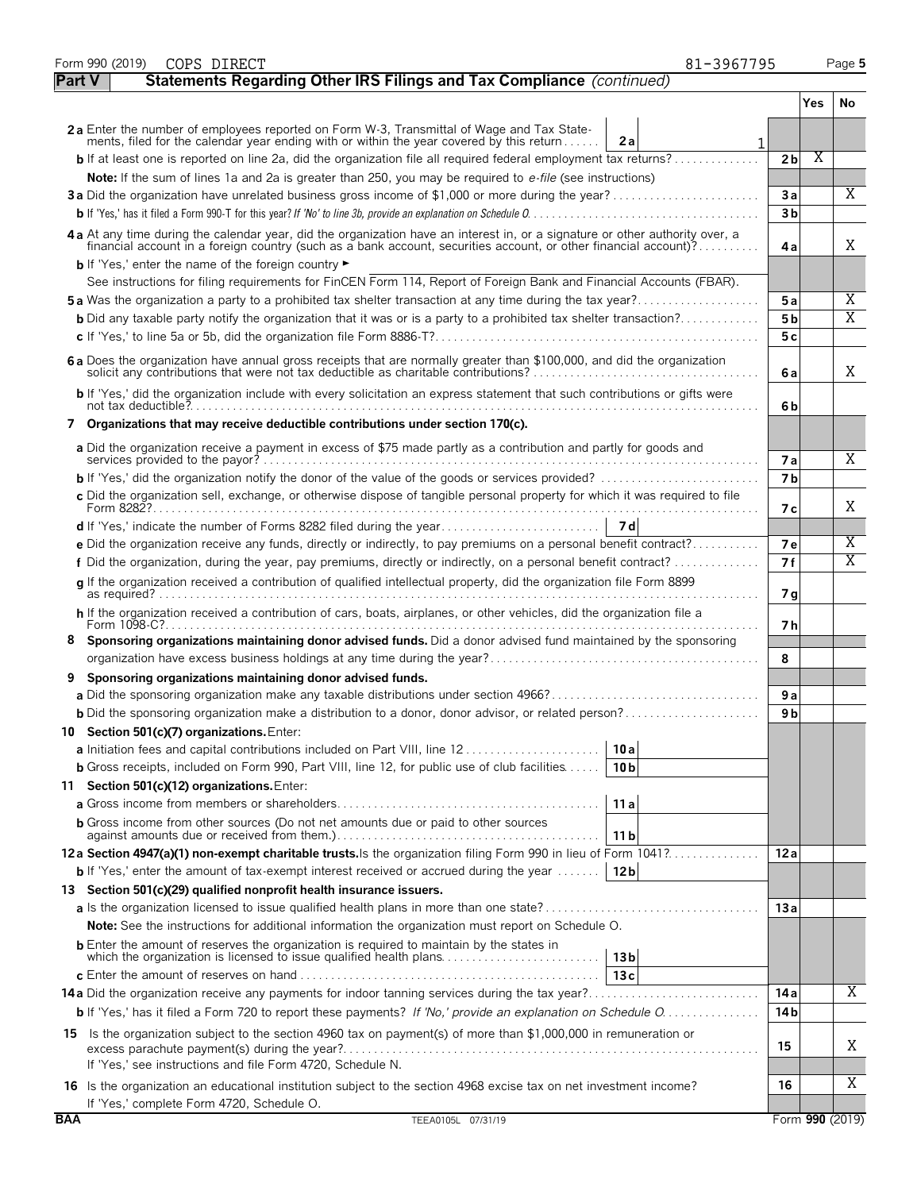Form 990 (2019) COPS DIRECT 81-3967795

## Part V Statements Regarding Other IRS Filings and Tax Compliance *(continued)*

| | | | Yes | No |
|---|---|---|---|---|
| **2a** Enter the number of employees reported on Form W-3, Transmittal of Wage and Tax Statements, filed for the calendar year ending with or within the year covered by this return | **2a** 1 | | | |
| **b** If at least one is reported on line 2a, did the organization file all required federal employment tax returns? | | **2b** | X | |
| **Note:** If the sum of lines 1a and 2a is greater than 250, you may be required to *e-file* (see instructions) | | | | |
| **3a** Did the organization have unrelated business gross income of $1,000 or more during the year? | | **3a** | | X |
| **b** If 'Yes,' has it filed a Form 990-T for this year? *If 'No' to line 3b, provide an explanation on Schedule O* | | **3b** | | |
| **4a** At any time during the calendar year, did the organization have an interest in, or a signature or other authority over, a financial account in a foreign country (such as a bank account, securities account, or other financial account)? | | **4a** | | X |
| **b** If 'Yes,' enter the name of the foreign country ► | | | | |
| See instructions for filing requirements for FinCEN Form 114, Report of Foreign Bank and Financial Accounts (FBAR). | | | | |
| **5a** Was the organization a party to a prohibited tax shelter transaction at any time during the tax year? | | **5a** | | X |
| **b** Did any taxable party notify the organization that it was or is a party to a prohibited tax shelter transaction? | | **5b** | | X |
| **c** If 'Yes,' to line 5a or 5b, did the organization file Form 8886-T? | | **5c** | | |
| **6a** Does the organization have annual gross receipts that are normally greater than $100,000, and did the organization solicit any contributions that were not tax deductible as charitable contributions? | | **6a** | | X |
| **b** If 'Yes,' did the organization include with every solicitation an express statement that such contributions or gifts were not tax deductible? | | **6b** | | |
| **7 Organizations that may receive deductible contributions under section 170(c).** | | | | |
| **a** Did the organization receive a payment in excess of $75 made partly as a contribution and partly for goods and services provided to the payor? | | **7a** | | X |
| **b** If 'Yes,' did the organization notify the donor of the value of the goods or services provided? | | **7b** | | |
| **c** Did the organization sell, exchange, or otherwise dispose of tangible personal property for which it was required to file Form 8282? | | **7c** | | X |
| **d** If 'Yes,' indicate the number of Forms 8282 filed during the year | **7d** | | | |
| **e** Did the organization receive any funds, directly or indirectly, to pay premiums on a personal benefit contract? | | **7e** | | X |
| **f** Did the organization, during the year, pay premiums, directly or indirectly, on a personal benefit contract? | | **7f** | | X |
| **g** If the organization received a contribution of qualified intellectual property, did the organization file Form 8899 as required? | | **7g** | | |
| **h** If the organization received a contribution of cars, boats, airplanes, or other vehicles, did the organization file a Form 1098-C? | | **7h** | | |
| **8 Sponsoring organizations maintaining donor advised funds.** Did a donor advised fund maintained by the sponsoring organization have excess business holdings at any time during the year? | | **8** | | |
| **9 Sponsoring organizations maintaining donor advised funds.** | | | | |
| **a** Did the sponsoring organization make any taxable distributions under section 4966? | | **9a** | | |
| **b** Did the sponsoring organization make a distribution to a donor, donor advisor, or related person? | | **9b** | | |
| **10 Section 501(c)(7) organizations.** Enter: | | | | |
| **a** Initiation fees and capital contributions included on Part VIII, line 12 | **10a** | | | |
| **b** Gross receipts, included on Form 990, Part VIII, line 12, for public use of club facilities | **10b** | | | |
| **11 Section 501(c)(12) organizations.** Enter: | | | | |
| **a** Gross income from members or shareholders | **11a** | | | |
| **b** Gross income from other sources (Do not net amounts due or paid to other sources against amounts due or received from them.) | **11b** | | | |
| **12a Section 4947(a)(1) non-exempt charitable trusts.** Is the organization filing Form 990 in lieu of Form 1041? | | **12a** | | |
| **b** If 'Yes,' enter the amount of tax-exempt interest received or accrued during the year | **12b** | | | |
| **13 Section 501(c)(29) qualified nonprofit health insurance issuers.** | | | | |
| **a** Is the organization licensed to issue qualified health plans in more than one state? | | **13a** | | |
| **Note:** See the instructions for additional information the organization must report on Schedule O. | | | | |
| **b** Enter the amount of reserves the organization is required to maintain by the states in which the organization is licensed to issue qualified health plans | **13b** | | | |
| **c** Enter the amount of reserves on hand | **13c** | | | |
| **14a** Did the organization receive any payments for indoor tanning services during the tax year? | | **14a** | | X |
| **b** If 'Yes,' has it filed a Form 720 to report these payments? *If 'No,' provide an explanation on Schedule O* | | **14b** | | |
| **15** Is the organization subject to the section 4960 tax on payment(s) of more than $1,000,000 in remuneration or excess parachute payment(s) during the year? If 'Yes,' see instructions and file Form 4720, Schedule N. | | **15** | | X |
| **16** Is the organization an educational institution subject to the section 4968 excise tax on net investment income? If 'Yes,' complete Form 4720, Schedule O. | | **16** | | X |

BAA TEEA0105L 07/31/19 Form **990** (2019)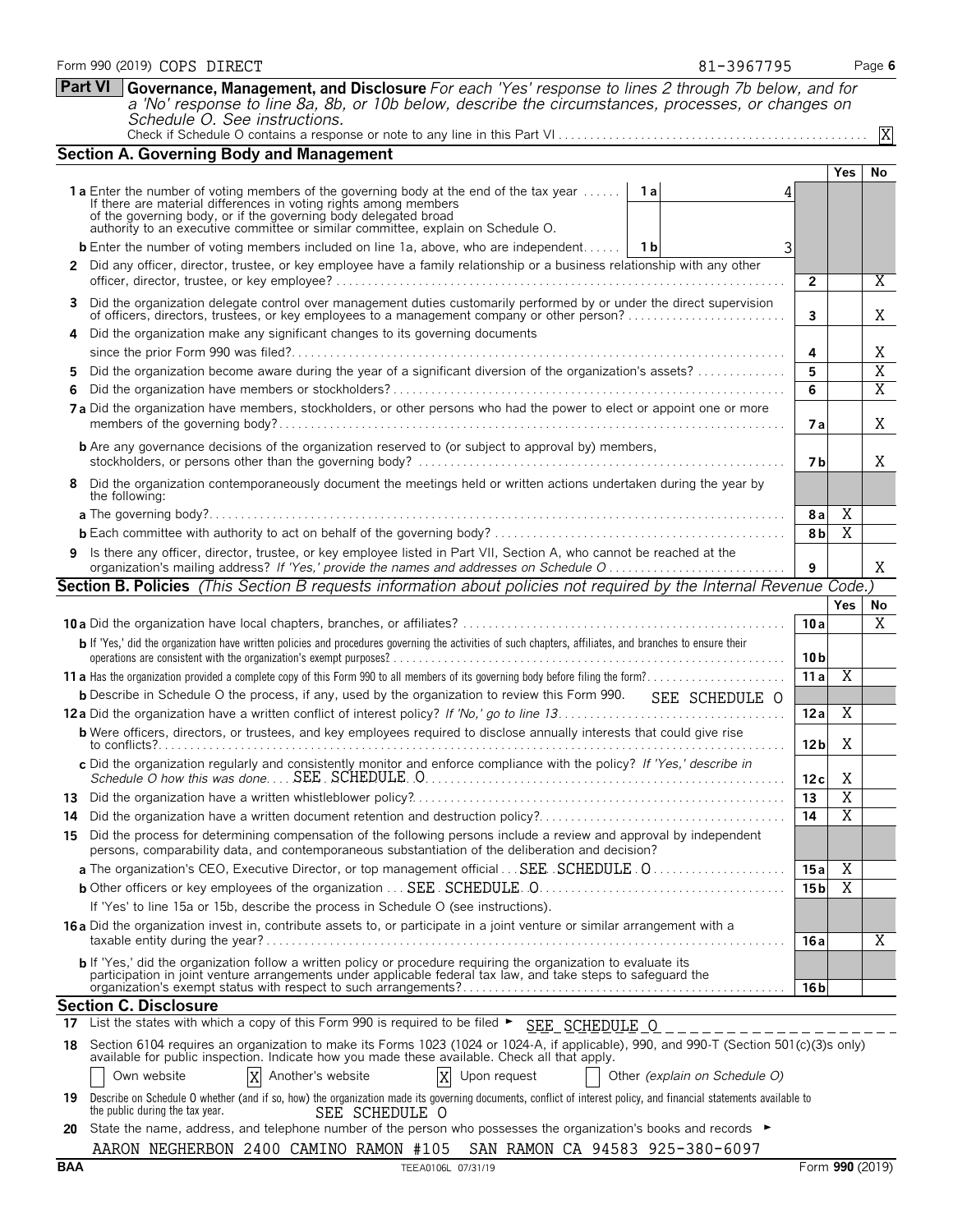Form 990 (2019) COPS DIRECT 81-3967795

## Part VI Governance, Management, and Disclosure

*For each 'Yes' response to lines 2 through 7b below, and for a 'No' response to line 8a, 8b, or 10b below, describe the circumstances, processes, or changes on Schedule O. See instructions.*

Check if Schedule O contains a response or note to any line in this Part VI . . . . . X

### Section A. Governing Body and Management

| | | Line | Yes | No |
|---|---|---|---|---|
| **1a** Enter the number of voting members of the governing body at the end of the tax year . . . . . If there are material differences in voting rights among members of the governing body, or if the governing body delegated broad authority to an executive committee or similar committee, explain on Schedule O. | 1a: 4 | | | |
| **b** Enter the number of voting members included on line 1a, above, who are independent . . . . . | 1b: 3 | | | |
| **2** Did any officer, director, trustee, or key employee have a family relationship or a business relationship with any other officer, director, trustee, or key employee? | | 2 | | X |
| **3** Did the organization delegate control over management duties customarily performed by or under the direct supervision of officers, directors, trustees, or key employees to a management company or other person? | | 3 | | X |
| **4** Did the organization make any significant changes to its governing documents since the prior Form 990 was filed? | | 4 | | X |
| **5** Did the organization become aware during the year of a significant diversion of the organization's assets? | | 5 | | X |
| **6** Did the organization have members or stockholders? | | 6 | | X |
| **7a** Did the organization have members, stockholders, or other persons who had the power to elect or appoint one or more members of the governing body? | | 7a | | X |
| **b** Are any governance decisions of the organization reserved to (or subject to approval by) members, stockholders, or persons other than the governing body? | | 7b | | X |
| **8** Did the organization contemporaneously document the meetings held or written actions undertaken during the year by the following: | | | | |
| **a** The governing body? | | 8a | X | |
| **b** Each committee with authority to act on behalf of the governing body? | | 8b | X | |
| **9** Is there any officer, director, trustee, or key employee listed in Part VII, Section A, who cannot be reached at the organization's mailing address? *If 'Yes,' provide the names and addresses on Schedule O* | | 9 | | X |

### Section B. Policies *(This Section B requests information about policies not required by the Internal Revenue Code.)*

| | Line | Yes | No |
|---|---|---|---|
| **10a** Did the organization have local chapters, branches, or affiliates? | 10a | | X |
| **b** If 'Yes,' did the organization have written policies and procedures governing the activities of such chapters, affiliates, and branches to ensure their operations are consistent with the organization's exempt purposes? | 10b | | |
| **11a** Has the organization provided a complete copy of this Form 990 to all members of its governing body before filing the form? | 11a | X | |
| **b** Describe in Schedule O the process, if any, used by the organization to review this Form 990. SEE SCHEDULE O | | | |
| **12a** Did the organization have a written conflict of interest policy? *If 'No,' go to line 13* | 12a | X | |
| **b** Were officers, directors, or trustees, and key employees required to disclose annually interests that could give rise to conflicts? | 12b | X | |
| **c** Did the organization regularly and consistently monitor and enforce compliance with the policy? *If 'Yes,' describe in Schedule O how this was done* . . . SEE SCHEDULE O | 12c | X | |
| **13** Did the organization have a written whistleblower policy? | 13 | X | |
| **14** Did the organization have a written document retention and destruction policy? | 14 | X | |
| **15** Did the process for determining compensation of the following persons include a review and approval by independent persons, comparability data, and contemporaneous substantiation of the deliberation and decision? | | | |
| **a** The organization's CEO, Executive Director, or top management official . . . SEE SCHEDULE O | 15a | X | |
| **b** Other officers or key employees of the organization . . . SEE SCHEDULE O | 15b | X | |
| If 'Yes' to line 15a or 15b, describe the process in Schedule O (see instructions). | | | |
| **16a** Did the organization invest in, contribute assets to, or participate in a joint venture or similar arrangement with a taxable entity during the year? | 16a | | X |
| **b** If 'Yes,' did the organization follow a written policy or procedure requiring the organization to evaluate its participation in joint venture arrangements under applicable federal tax law, and take steps to safeguard the organization's exempt status with respect to such arrangements? | 16b | | |

### Section C. Disclosure

**17** List the states with which a copy of this Form 990 is required to be filed ► SEE SCHEDULE O

**18** Section 6104 requires an organization to make its Forms 1023 (1024 or 1024-A, if applicable), 990, and 990-T (Section 501(c)(3)s only) available for public inspection. Indicate how you made these available. Check all that apply.

- [ ] Own website
- [X] Another's website
- [X] Upon request
- [ ] Other *(explain on Schedule O)*

**19** Describe on Schedule O whether (and if so, how) the organization made its governing documents, conflict of interest policy, and financial statements available to the public during the tax year. SEE SCHEDULE O

**20** State the name, address, and telephone number of the person who possesses the organization's books and records ►

AARON NEGHERBON 2400 CAMINO RAMON #105 SAN RAMON CA 94583 925-380-6097

BAA TEEA0106L 07/31/19 Form **990** (2019)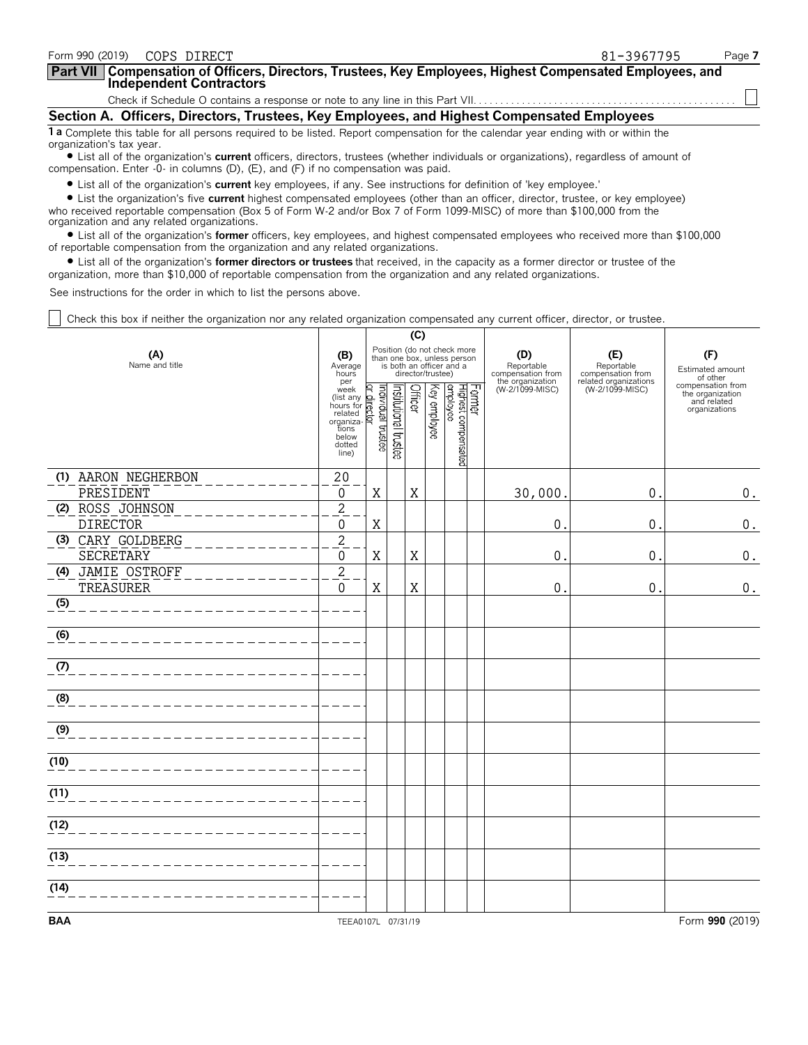Form 990 (2019) COPS DIRECT 81-3967795

## Part VII Compensation of Officers, Directors, Trustees, Key Employees, Highest Compensated Employees, and Independent Contractors

Check if Schedule O contains a response or note to any line in this Part VII. . . . . . . . . . . . . . . . . . . . . . . . . . . . . . . . . . . . . . . . . . . . . . . . ☐

### Section A. Officers, Directors, Trustees, Key Employees, and Highest Compensated Employees

**1 a** Complete this table for all persons required to be listed. Report compensation for the calendar year ending with or within the organization's tax year.

- List all of the organization's **current** officers, directors, trustees (whether individuals or organizations), regardless of amount of compensation. Enter -0- in columns (D), (E), and (F) if no compensation was paid.
- List all of the organization's **current** key employees, if any. See instructions for definition of 'key employee.'
- List the organization's five **current** highest compensated employees (other than an officer, director, trustee, or key employee) who received reportable compensation (Box 5 of Form W-2 and/or Box 7 of Form 1099-MISC) of more than $100,000 from the organization and any related organizations.
- List all of the organization's **former** officers, key employees, and highest compensated employees who received more than $100,000 of reportable compensation from the organization and any related organizations.
- List all of the organization's **former directors or trustees** that received, in the capacity as a former director or trustee of the organization, more than $10,000 of reportable compensation from the organization and any related organizations.

See instructions for the order in which to list the persons above.

☐ Check this box if neither the organization nor any related organization compensated any current officer, director, or trustee.

| (A) Name and title | (B) Average hours per week (list any hours for related organizations below dotted line) | (C) Position (do not check more than one box, unless person is both an officer and a director/trustee) | | | | | | (D) Reportable compensation from the organization (W-2/1099-MISC) | (E) Reportable compensation from related organizations (W-2/1099-MISC) | (F) Estimated amount of other compensation from the organization and related organizations |
|---|---|---|---|---|---|---|---|---|---|---|
| | | Individual trustee or director | Institutional trustee | Officer | Key employee | Highest compensated employee | Former | | | |
| (1) AARON NEGHERBON PRESIDENT | 20 / 0 | X | | X | | | | 30,000. | 0. | 0. |
| (2) ROSS JOHNSON DIRECTOR | 2 / 0 | X | | | | | | 0. | 0. | 0. |
| (3) CARY GOLDBERG SECRETARY | 2 / 0 | X | | X | | | | 0. | 0. | 0. |
| (4) JAMIE OSTROFF TREASURER | 2 / 0 | X | | X | | | | 0. | 0. | 0. |
| (5) | | | | | | | | | | |
| (6) | | | | | | | | | | |
| (7) | | | | | | | | | | |
| (8) | | | | | | | | | | |
| (9) | | | | | | | | | | |
| (10) | | | | | | | | | | |
| (11) | | | | | | | | | | |
| (12) | | | | | | | | | | |
| (13) | | | | | | | | | | |
| (14) | | | | | | | | | | |

BAA TEEA0107L 07/31/19 Form **990** (2019)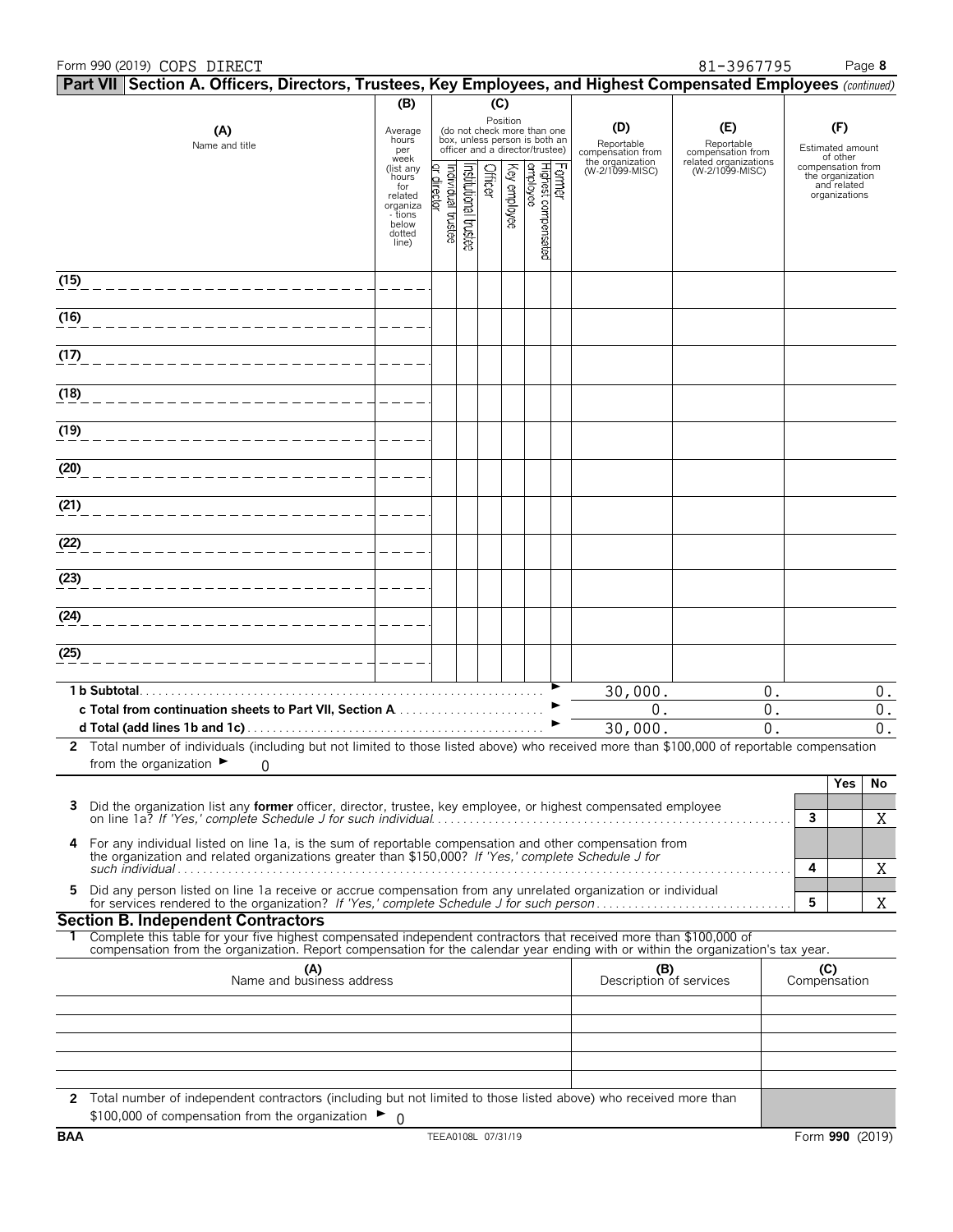Form 990 (2019) COPS DIRECT 81-3967795

## Part VII Section A. Officers, Directors, Trustees, Key Employees, and Highest Compensated Employees *(continued)*

| (A) Name and title | (B) Average hours per week (list any hours for related organizations below dotted line) | (C) Position: Individual trustee or director | Institutional trustee | Officer | Key employee | Highest compensated employee | Former | (D) Reportable compensation from the organization (W-2/1099-MISC) | (E) Reportable compensation from related organizations (W-2/1099-MISC) | (F) Estimated amount of other compensation from the organization and related organizations |
|---|---|---|---|---|---|---|---|---|---|---|
| (15) | | | | | | | | | | |
| (16) | | | | | | | | | | |
| (17) | | | | | | | | | | |
| (18) | | | | | | | | | | |
| (19) | | | | | | | | | | |
| (20) | | | | | | | | | | |
| (21) | | | | | | | | | | |
| (22) | | | | | | | | | | |
| (23) | | | | | | | | | | |
| (24) | | | | | | | | | | |
| (25) | | | | | | | | | | |
| **1 b Subtotal** | | | | | | | | 30,000. | 0. | 0. |
| **c Total from continuation sheets to Part VII, Section A** | | | | | | | | 0. | 0. | 0. |
| **d Total (add lines 1b and 1c)** | | | | | | | | 30,000. | 0. | 0. |

**2** Total number of individuals (including but not limited to those listed above) who received more than $100,000 of reportable compensation from the organization ► 0

| | | Yes | No |
|---|---|---|---|
| **3** Did the organization list any **former** officer, director, trustee, key employee, or highest compensated employee on line 1a? *If 'Yes,' complete Schedule J for such individual* | 3 | | X |
| **4** For any individual listed on line 1a, is the sum of reportable compensation and other compensation from the organization and related organizations greater than $150,000? *If 'Yes,' complete Schedule J for such individual* | 4 | | X |
| **5** Did any person listed on line 1a receive or accrue compensation from any unrelated organization or individual for services rendered to the organization? *If 'Yes,' complete Schedule J for such person* | 5 | | X |

### Section B. Independent Contractors

**1** Complete this table for your five highest compensated independent contractors that received more than $100,000 of compensation from the organization. Report compensation for the calendar year ending with or within the organization's tax year.

| (A) Name and business address | (B) Description of services | (C) Compensation |
|---|---|---|
| | | |
| | | |
| | | |
| | | |
| | | |

**2** Total number of independent contractors (including but not limited to those listed above) who received more than $100,000 of compensation from the organization ► 0

BAA TEEA0108L 07/31/19 Form **990** (2019)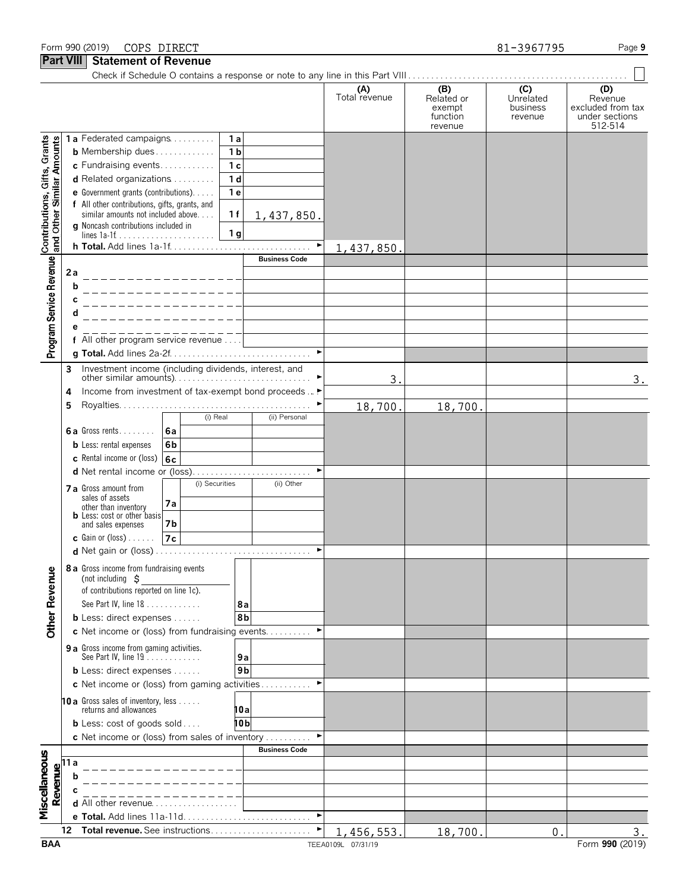Form 990 (2019) COPS DIRECT 81-3967795

## Part VIII Statement of Revenue

Check if Schedule O contains a response or note to any line in this Part VIII . . . . . . . . . . . . . . . . . . . . . . . . . . . . . . . . . . . . . . . . . . . . . . . . ☐

| | | | (A) Total revenue | (B) Related or exempt function revenue | (C) Unrelated business revenue | (D) Revenue excluded from tax under sections 512-514 |
|---|---|---|---|---|---|---|
| **Contributions, Gifts, Grants and Other Similar Amounts** | 1a Federated campaigns | 1a | | | | |
| | b Membership dues | 1b | | | | |
| | c Fundraising events | 1c | | | | |
| | d Related organizations | 1d | | | | |
| | e Government grants (contributions) | 1e | | | | |
| | f All other contributions, gifts, grants, and similar amounts not included above | 1f 1,437,850. | | | | |
| | g Noncash contributions included in lines 1a-1f | 1g | | | | |
| | h **Total.** Add lines 1a-1f | | 1,437,850. | | | |
| **Program Service Revenue** | | **Business Code** | | | | |
| | 2a | | | | | |
| | b | | | | | |
| | c | | | | | |
| | d | | | | | |
| | e | | | | | |
| | f All other program service revenue | | | | | |
| | g **Total.** Add lines 2a-2f | | | | | |
| **Other Revenue** | 3 Investment income (including dividends, interest, and other similar amounts) | | 3. | | | 3. |
| | 4 Income from investment of tax-exempt bond proceeds | | | | | |
| | 5 Royalties | | 18,700. | 18,700. | | |
| | | (i) Real / (ii) Personal | | | | |
| | 6a Gross rents | 6a | | | | |
| | b Less: rental expenses | 6b | | | | |
| | c Rental income or (loss) | 6c | | | | |
| | d Net rental income or (loss) | | | | | |
| | | (i) Securities / (ii) Other | | | | |
| | 7a Gross amount from sales of assets other than inventory | 7a | | | | |
| | b Less: cost or other basis and sales expenses | 7b | | | | |
| | c Gain or (loss) | 7c | | | | |
| | d Net gain or (loss) | | | | | |
| | 8a Gross income from fundraising events (not including $ of contributions reported on line 1c). See Part IV, line 18 | 8a | | | | |
| | b Less: direct expenses | 8b | | | | |
| | c Net income or (loss) from fundraising events | | | | | |
| | 9a Gross income from gaming activities. See Part IV, line 19 | 9a | | | | |
| | b Less: direct expenses | 9b | | | | |
| | c Net income or (loss) from gaming activities | | | | | |
| | 10a Gross sales of inventory, less returns and allowances | 10a | | | | |
| | b Less: cost of goods sold | 10b | | | | |
| | c Net income or (loss) from sales of inventory | | | | | |
| **Miscellaneous Revenue** | | **Business Code** | | | | |
| | 11a | | | | | |
| | b | | | | | |
| | c | | | | | |
| | d All other revenue | | | | | |
| | e **Total.** Add lines 11a-11d | | | | | |
| | 12 **Total revenue.** See instructions | | 1,456,553. | 18,700. | 0. | 3. |

BAA TEEA0109L 07/31/19 Form **990** (2019)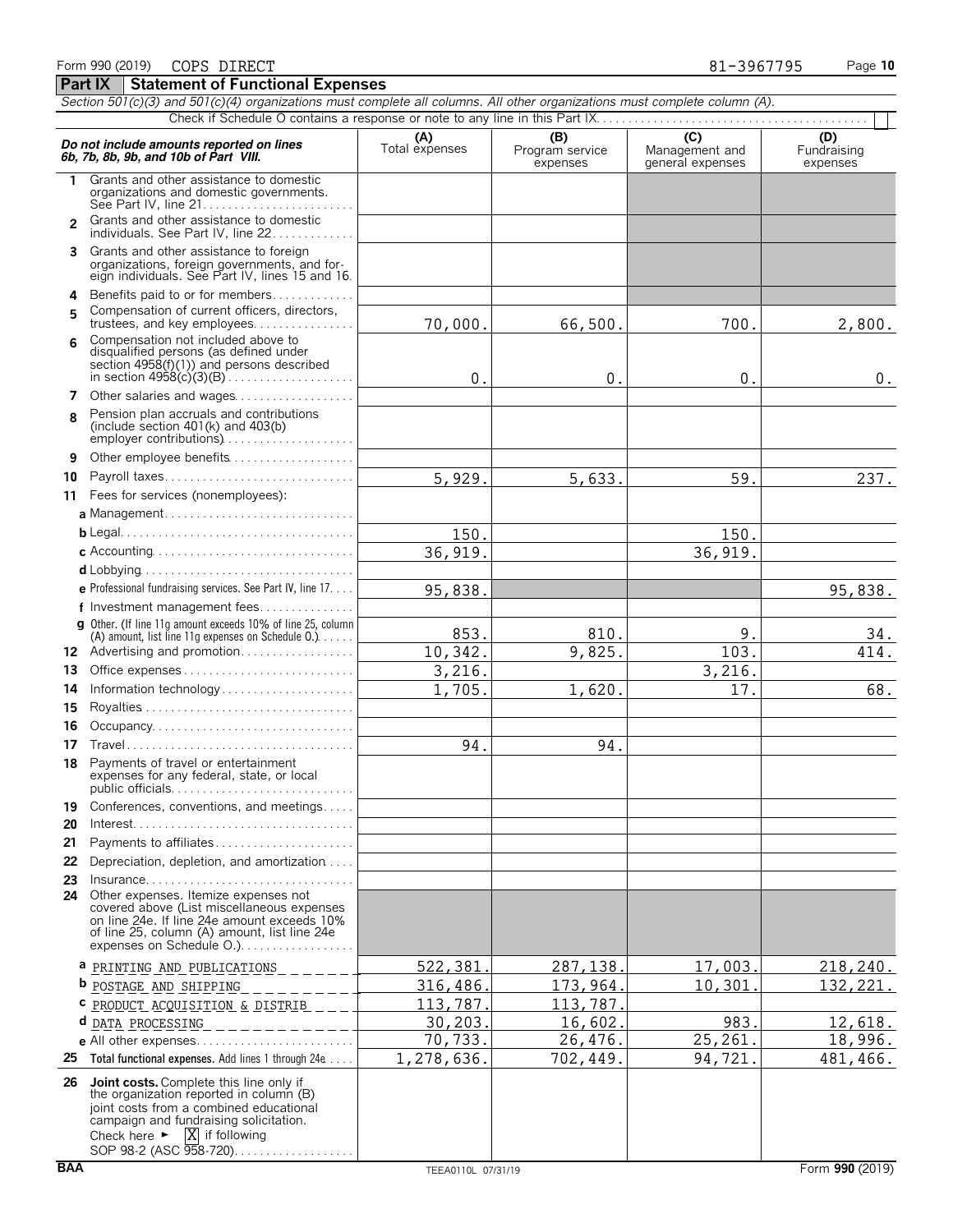Form 990 (2019) COPS DIRECT 81-3967795

## Part IX Statement of Functional Expenses

*Section 501(c)(3) and 501(c)(4) organizations must complete all columns. All other organizations must complete column (A).*

Check if Schedule O contains a response or note to any line in this Part IX [ ]

| *Do not include amounts reported on lines 6b, 7b, 8b, 9b, and 10b of Part VIII.* | (A) Total expenses | (B) Program service expenses | (C) Management and general expenses | (D) Fundraising expenses |
|---|---|---|---|---|
| 1 Grants and other assistance to domestic organizations and domestic governments. See Part IV, line 21 | | | | |
| 2 Grants and other assistance to domestic individuals. See Part IV, line 22 | | | | |
| 3 Grants and other assistance to foreign organizations, foreign governments, and foreign individuals. See Part IV, lines 15 and 16 | | | | |
| 4 Benefits paid to or for members | | | | |
| 5 Compensation of current officers, directors, trustees, and key employees | 70,000. | 66,500. | 700. | 2,800. |
| 6 Compensation not included above to disqualified persons (as defined under section 4958(f)(1)) and persons described in section 4958(c)(3)(B) | 0. | 0. | 0. | 0. |
| 7 Other salaries and wages | | | | |
| 8 Pension plan accruals and contributions (include section 401(k) and 403(b) employer contributions) | | | | |
| 9 Other employee benefits | | | | |
| 10 Payroll taxes | 5,929. | 5,633. | 59. | 237. |
| 11 Fees for services (nonemployees): | | | | |
| a Management | | | | |
| b Legal | 150. | | 150. | |
| c Accounting | 36,919. | | 36,919. | |
| d Lobbying | | | | |
| e Professional fundraising services. See Part IV, line 17 | 95,838. | | | 95,838. |
| f Investment management fees | | | | |
| g Other. (If line 11g amount exceeds 10% of line 25, column (A) amount, list line 11g expenses on Schedule O.) | 853. | 810. | 9. | 34. |
| 12 Advertising and promotion | 10,342. | 9,825. | 103. | 414. |
| 13 Office expenses | 3,216. | | 3,216. | |
| 14 Information technology | 1,705. | 1,620. | 17. | 68. |
| 15 Royalties | | | | |
| 16 Occupancy | | | | |
| 17 Travel | 94. | 94. | | |
| 18 Payments of travel or entertainment expenses for any federal, state, or local public officials | | | | |
| 19 Conferences, conventions, and meetings | | | | |
| 20 Interest | | | | |
| 21 Payments to affiliates | | | | |
| 22 Depreciation, depletion, and amortization | | | | |
| 23 Insurance | | | | |
| 24 Other expenses. Itemize expenses not covered above (List miscellaneous expenses on line 24e. If line 24e amount exceeds 10% of line 25, column (A) amount, list line 24e expenses on Schedule O.) | | | | |
| a PRINTING AND PUBLICATIONS | 522,381. | 287,138. | 17,003. | 218,240. |
| b POSTAGE AND SHIPPING | 316,486. | 173,964. | 10,301. | 132,221. |
| c PRODUCT ACQUISITION & DISTRIB | 113,787. | 113,787. | | |
| d DATA PROCESSING | 30,203. | 16,602. | 983. | 12,618. |
| e All other expenses | 70,733. | 26,476. | 25,261. | 18,996. |
| 25 Total functional expenses. Add lines 1 through 24e | 1,278,636. | 702,449. | 94,721. | 481,466. |
| 26 **Joint costs.** Complete this line only if the organization reported in column (B) joint costs from a combined educational campaign and fundraising solicitation. Check here ► [X] if following SOP 98-2 (ASC 958-720) | | | | |

BAA TEEA0110L 07/31/19 Form **990** (2019)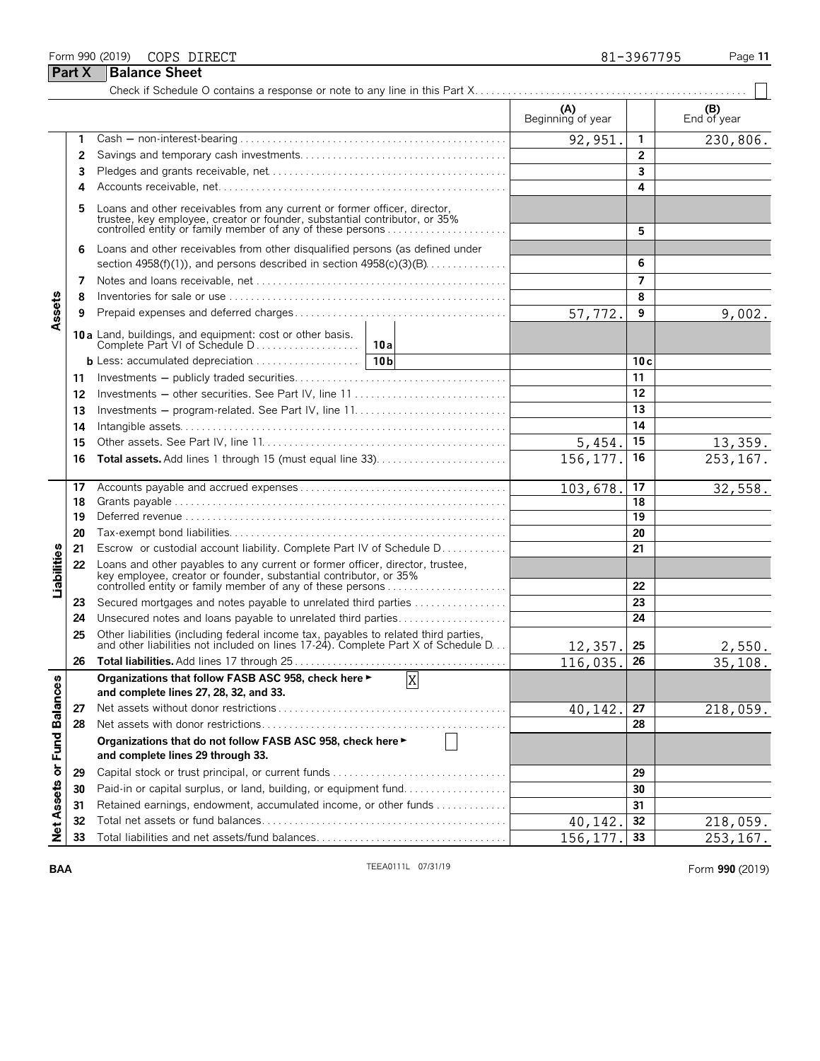Form 990 (2019) COPS DIRECT 81-3967795

## Part X Balance Sheet

Check if Schedule O contains a response or note to any line in this Part X . . . . ☐

| | | | (A) Beginning of year | | (B) End of year |
|---|---|---|---|---|---|
| **Assets** | 1 | Cash — non-interest-bearing | 92,951. | 1 | 230,806. |
| | 2 | Savings and temporary cash investments | | 2 | |
| | 3 | Pledges and grants receivable, net | | 3 | |
| | 4 | Accounts receivable, net | | 4 | |
| | 5 | Loans and other receivables from any current or former officer, director, trustee, key employee, creator or founder, substantial contributor, or 35% controlled entity or family member of any of these persons | | 5 | |
| | 6 | Loans and other receivables from other disqualified persons (as defined under section 4958(f)(1)), and persons described in section 4958(c)(3)(B) | | 6 | |
| | 7 | Notes and loans receivable, net | | 7 | |
| | 8 | Inventories for sale or use | | 8 | |
| | 9 | Prepaid expenses and deferred charges | 57,772. | 9 | 9,002. |
| | 10a | Land, buildings, and equipment: cost or other basis. Complete Part VI of Schedule D . . . 10a | | | |
| | b | Less: accumulated depreciation . . . 10b | | 10c | |
| | 11 | Investments — publicly traded securities | | 11 | |
| | 12 | Investments — other securities. See Part IV, line 11 | | 12 | |
| | 13 | Investments — program-related. See Part IV, line 11 | | 13 | |
| | 14 | Intangible assets | | 14 | |
| | 15 | Other assets. See Part IV, line 11 | 5,454. | 15 | 13,359. |
| | 16 | **Total assets.** Add lines 1 through 15 (must equal line 33) | 156,177. | 16 | 253,167. |
| **Liabilities** | 17 | Accounts payable and accrued expenses | 103,678. | 17 | 32,558. |
| | 18 | Grants payable | | 18 | |
| | 19 | Deferred revenue | | 19 | |
| | 20 | Tax-exempt bond liabilities | | 20 | |
| | 21 | Escrow or custodial account liability. Complete Part IV of Schedule D | | 21 | |
| | 22 | Loans and other payables to any current or former officer, director, trustee, key employee, creator or founder, substantial contributor, or 35% controlled entity or family member of any of these persons | | 22 | |
| | 23 | Secured mortgages and notes payable to unrelated third parties | | 23 | |
| | 24 | Unsecured notes and loans payable to unrelated third parties | | 24 | |
| | 25 | Other liabilities (including federal income tax, payables to related third parties, and other liabilities not included on lines 17-24). Complete Part X of Schedule D | 12,357. | 25 | 2,550. |
| | 26 | **Total liabilities.** Add lines 17 through 25 | 116,035. | 26 | 35,108. |
| **Net Assets or Fund Balances** | | **Organizations that follow FASB ASC 958, check here ►** ☒ **and complete lines 27, 28, 32, and 33.** | | | |
| | 27 | Net assets without donor restrictions | 40,142. | 27 | 218,059. |
| | 28 | Net assets with donor restrictions | | 28 | |
| | | **Organizations that do not follow FASB ASC 958, check here ►** ☐ **and complete lines 29 through 33.** | | | |
| | 29 | Capital stock or trust principal, or current funds | | 29 | |
| | 30 | Paid-in or capital surplus, or land, building, or equipment fund | | 30 | |
| | 31 | Retained earnings, endowment, accumulated income, or other funds | | 31 | |
| | 32 | Total net assets or fund balances | 40,142. | 32 | 218,059. |
| | 33 | Total liabilities and net assets/fund balances | 156,177. | 33 | 253,167. |

BAA TEEA0111L 07/31/19 Form **990** (2019)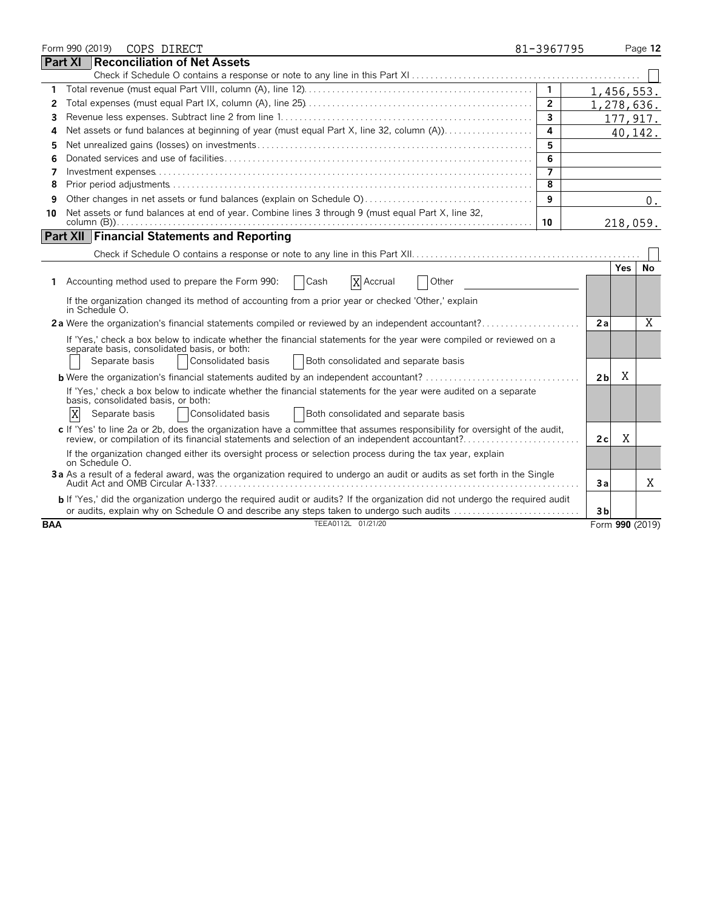Form 990 (2019) COPS DIRECT 81-3967795

## Part XI Reconciliation of Net Assets

Check if Schedule O contains a response or note to any line in this Part XI ☐

| | | | |
|---|---|---|---|
| 1 | Total revenue (must equal Part VIII, column (A), line 12) | 1 | 1,456,553. |
| 2 | Total expenses (must equal Part IX, column (A), line 25) | 2 | 1,278,636. |
| 3 | Revenue less expenses. Subtract line 2 from line 1 | 3 | 177,917. |
| 4 | Net assets or fund balances at beginning of year (must equal Part X, line 32, column (A)) | 4 | 40,142. |
| 5 | Net unrealized gains (losses) on investments | 5 | |
| 6 | Donated services and use of facilities | 6 | |
| 7 | Investment expenses | 7 | |
| 8 | Prior period adjustments | 8 | |
| 9 | Other changes in net assets or fund balances (explain on Schedule O) | 9 | 0. |
| 10 | Net assets or fund balances at end of year. Combine lines 3 through 9 (must equal Part X, line 32, column (B)) | 10 | 218,059. |

## Part XII Financial Statements and Reporting

Check if Schedule O contains a response or note to any line in this Part XII ☐

| | | | Yes | No |
|---|---|---|---|---|
| 1 | Accounting method used to prepare the Form 990: ☐ Cash ☒ Accrual ☐ Other<br>If the organization changed its method of accounting from a prior year or checked 'Other,' explain in Schedule O. | | | |
| 2a | Were the organization's financial statements compiled or reviewed by an independent accountant?<br>If 'Yes,' check a box below to indicate whether the financial statements for the year were compiled or reviewed on a separate basis, consolidated basis, or both:<br>☐ Separate basis ☐ Consolidated basis ☐ Both consolidated and separate basis | 2a | | X |
| b | Were the organization's financial statements audited by an independent accountant?<br>If 'Yes,' check a box below to indicate whether the financial statements for the year were audited on a separate basis, consolidated basis, or both:<br>☒ Separate basis ☐ Consolidated basis ☐ Both consolidated and separate basis | 2b | X | |
| c | If 'Yes' to line 2a or 2b, does the organization have a committee that assumes responsibility for oversight of the audit, review, or compilation of its financial statements and selection of an independent accountant?<br>If the organization changed either its oversight process or selection process during the tax year, explain on Schedule O. | 2c | X | |
| 3a | As a result of a federal award, was the organization required to undergo an audit or audits as set forth in the Single Audit Act and OMB Circular A-133? | 3a | | X |
| b | If 'Yes,' did the organization undergo the required audit or audits? If the organization did not undergo the required audit or audits, explain why on Schedule O and describe any steps taken to undergo such audits | 3b | | |

BAA TEEA0112L 01/21/20 Form **990** (2019)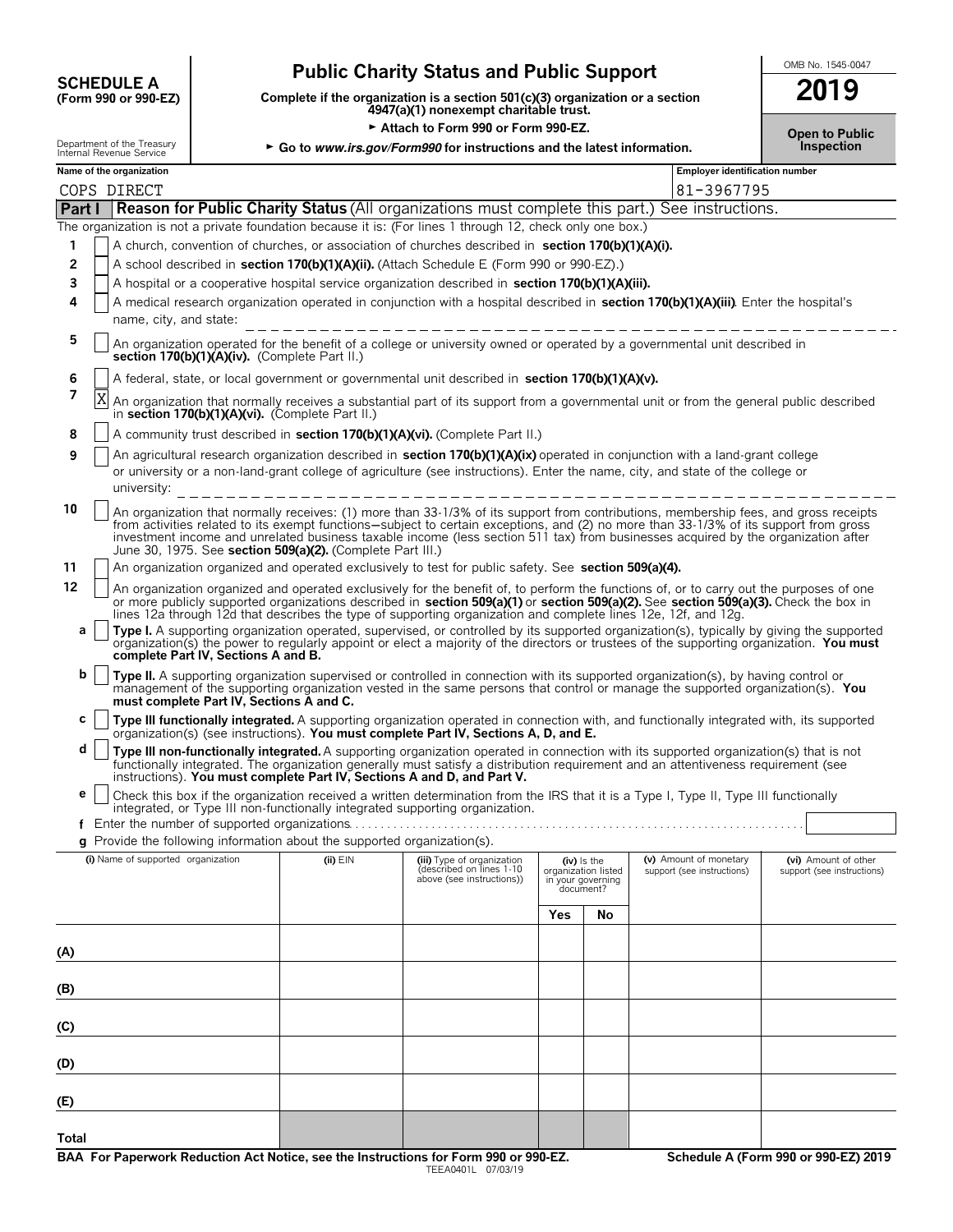# SCHEDULE A (Form 990 or 990-EZ)

## Public Charity Status and Public Support

**Complete if the organization is a section 501(c)(3) organization or a section 4947(a)(1) nonexempt charitable trust.**

► Attach to Form 990 or Form 990-EZ.

► Go to *www.irs.gov/Form990* for instructions and the latest information.

Department of the Treasury
Internal Revenue Service

OMB No. 1545-0047

**2019**

**Open to Public Inspection**

**Name of the organization:** COPS DIRECT

**Employer identification number:** 81-3967795

## Part I — Reason for Public Charity Status (All organizations must complete this part.) See instructions.

The organization is not a private foundation because it is: (For lines 1 through 12, check only one box.)

1. [ ] A church, convention of churches, or association of churches described in **section 170(b)(1)(A)(i).**
2. [ ] A school described in **section 170(b)(1)(A)(ii).** (Attach Schedule E (Form 990 or 990-EZ).)
3. [ ] A hospital or a cooperative hospital service organization described in **section 170(b)(1)(A)(iii).**
4. [ ] A medical research organization operated in conjunction with a hospital described in **section 170(b)(1)(A)(iii)**. Enter the hospital's name, city, and state: ________
5. [ ] An organization operated for the benefit of a college or university owned or operated by a governmental unit described in **section 170(b)(1)(A)(iv).** (Complete Part II.)
6. [ ] A federal, state, or local government or governmental unit described in **section 170(b)(1)(A)(v).**
7. [X] An organization that normally receives a substantial part of its support from a governmental unit or from the general public described in **section 170(b)(1)(A)(vi).** (Complete Part II.)
8. [ ] A community trust described in **section 170(b)(1)(A)(vi).** (Complete Part II.)
9. [ ] An agricultural research organization described in **section 170(b)(1)(A)(ix)** operated in conjunction with a land-grant college or university or a non-land-grant college of agriculture (see instructions). Enter the name, city, and state of the college or university: ________
10. [ ] An organization that normally receives: (1) more than 33-1/3% of its support from contributions, membership fees, and gross receipts from activities related to its exempt functions—subject to certain exceptions, and (2) no more than 33-1/3% of its support from gross investment income and unrelated business taxable income (less section 511 tax) from businesses acquired by the organization after June 30, 1975. See **section 509(a)(2).** (Complete Part III.)
11. [ ] An organization organized and operated exclusively to test for public safety. See **section 509(a)(4).**
12. [ ] An organization organized and operated exclusively for the benefit of, to perform the functions of, or to carry out the purposes of one or more publicly supported organizations described in **section 509(a)(1)** or **section 509(a)(2).** See **section 509(a)(3).** Check the box in lines 12a through 12d that describes the type of supporting organization and complete lines 12e, 12f, and 12g.
   - **a** [ ] **Type I.** A supporting organization operated, supervised, or controlled by its supported organization(s), typically by giving the supported organization(s) the power to regularly appoint or elect a majority of the directors or trustees of the supporting organization. **You must complete Part IV, Sections A and B.**
   - **b** [ ] **Type II.** A supporting organization supervised or controlled in connection with its supported organization(s), by having control or management of the supporting organization vested in the same persons that control or manage the supported organization(s). **You must complete Part IV, Sections A and C.**
   - **c** [ ] **Type III functionally integrated.** A supporting organization operated in connection with, and functionally integrated with, its supported organization(s) (see instructions). **You must complete Part IV, Sections A, D, and E.**
   - **d** [ ] **Type III non-functionally integrated.** A supporting organization operated in connection with its supported organization(s) that is not functionally integrated. The organization generally must satisfy a distribution requirement and an attentiveness requirement (see instructions). **You must complete Part IV, Sections A and D, and Part V.**
   - **e** [ ] Check this box if the organization received a written determination from the IRS that it is a Type I, Type II, Type III functionally integrated, or Type III non-functionally integrated supporting organization.
   - **f** Enter the number of supported organizations
   - **g** Provide the following information about the supported organization(s).

| (i) Name of supported organization | (ii) EIN | (iii) Type of organization (described on lines 1-10 above (see instructions)) | (iv) Is the organization listed in your governing document? Yes | No | (v) Amount of monetary support (see instructions) | (vi) Amount of other support (see instructions) |
|---|---|---|---|---|---|---|
| (A) | | | | | | |
| (B) | | | | | | |
| (C) | | | | | | |
| (D) | | | | | | |
| (E) | | | | | | |
| Total | | | | | | |

**BAA For Paperwork Reduction Act Notice, see the Instructions for Form 990 or 990-EZ.** TEEA0401L 07/03/19 **Schedule A (Form 990 or 990-EZ) 2019**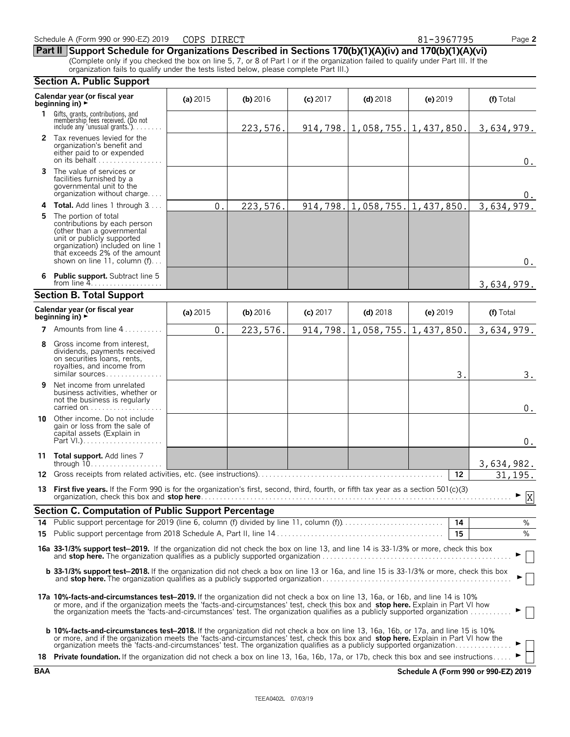Schedule A (Form 990 or 990-EZ) 2019 COPS DIRECT 81-3967795

## Part II Support Schedule for Organizations Described in Sections 170(b)(1)(A)(iv) and 170(b)(1)(A)(vi)

(Complete only if you checked the box on line 5, 7, or 8 of Part I or if the organization failed to qualify under Part III. If the organization fails to qualify under the tests listed below, please complete Part III.)

### Section A. Public Support

| Calendar year (or fiscal year beginning in) ► | (a) 2015 | (b) 2016 | (c) 2017 | (d) 2018 | (e) 2019 | (f) Total |
|---|---|---|---|---|---|---|
| **1** Gifts, grants, contributions, and membership fees received. (Do not include any 'unusual grants.') | | 223,576. | 914,798. | 1,058,755. | 1,437,850. | 3,634,979. |
| **2** Tax revenues levied for the organization's benefit and either paid to or expended on its behalf | | | | | | 0. |
| **3** The value of services or facilities furnished by a governmental unit to the organization without charge | | | | | | 0. |
| **4 Total.** Add lines 1 through 3 | 0. | 223,576. | 914,798. | 1,058,755. | 1,437,850. | 3,634,979. |
| **5** The portion of total contributions by each person (other than a governmental unit or publicly supported organization) included on line 1 that exceeds 2% of the amount shown on line 11, column (f) | | | | | | 0. |
| **6 Public support.** Subtract line 5 from line 4 | | | | | | 3,634,979. |

### Section B. Total Support

| Calendar year (or fiscal year beginning in) ► | (a) 2015 | (b) 2016 | (c) 2017 | (d) 2018 | (e) 2019 | (f) Total |
|---|---|---|---|---|---|---|
| **7** Amounts from line 4 | 0. | 223,576. | 914,798. | 1,058,755. | 1,437,850. | 3,634,979. |
| **8** Gross income from interest, dividends, payments received on securities loans, rents, royalties, and income from similar sources | | | | | 3. | 3. |
| **9** Net income from unrelated business activities, whether or not the business is regularly carried on | | | | | | 0. |
| **10** Other income. Do not include gain or loss from the sale of capital assets (Explain in Part VI.) | | | | | | 0. |
| **11 Total support.** Add lines 7 through 10 | | | | | | 3,634,982. |

**12** Gross receipts from related activities, etc. (see instructions) — **12** — 31,195.

**13 First five years.** If the Form 990 is for the organization's first, second, third, fourth, or fifth tax year as a section 501(c)(3) organization, check this box and **stop here** ► [X]

### Section C. Computation of Public Support Percentage

**14** Public support percentage for 2019 (line 6, column (f) divided by line 11, column (f)) — **14** — %

**15** Public support percentage from 2018 Schedule A, Part II, line 14 — **15** — %

**16a 33-1/3% support test–2019.** If the organization did not check the box on line 13, and line 14 is 33-1/3% or more, check this box and **stop here.** The organization qualifies as a publicly supported organization ► [ ]

**b 33-1/3% support test–2018.** If the organization did not check a box on line 13 or 16a, and line 15 is 33-1/3% or more, check this box and **stop here.** The organization qualifies as a publicly supported organization ► [ ]

**17a 10%-facts-and-circumstances test–2019.** If the organization did not check a box on line 13, 16a, or 16b, and line 14 is 10% or more, and if the organization meets the 'facts-and-circumstances' test, check this box and **stop here.** Explain in Part VI how the organization meets the 'facts-and-circumstances' test. The organization qualifies as a publicly supported organization ► [ ]

**b 10%-facts-and-circumstances test–2018.** If the organization did not check a box on line 13, 16a, 16b, or 17a, and line 15 is 10% or more, and if the organization meets the 'facts-and-circumstances' test, check this box and **stop here.** Explain in Part VI how the organization meets the 'facts-and-circumstances' test. The organization qualifies as a publicly supported organization ► [ ]

**18 Private foundation.** If the organization did not check a box on line 13, 16a, 16b, 17a, or 17b, check this box and see instructions ► [ ]

BAA Schedule A (Form 990 or 990-EZ) 2019

TEEA0402L 07/03/19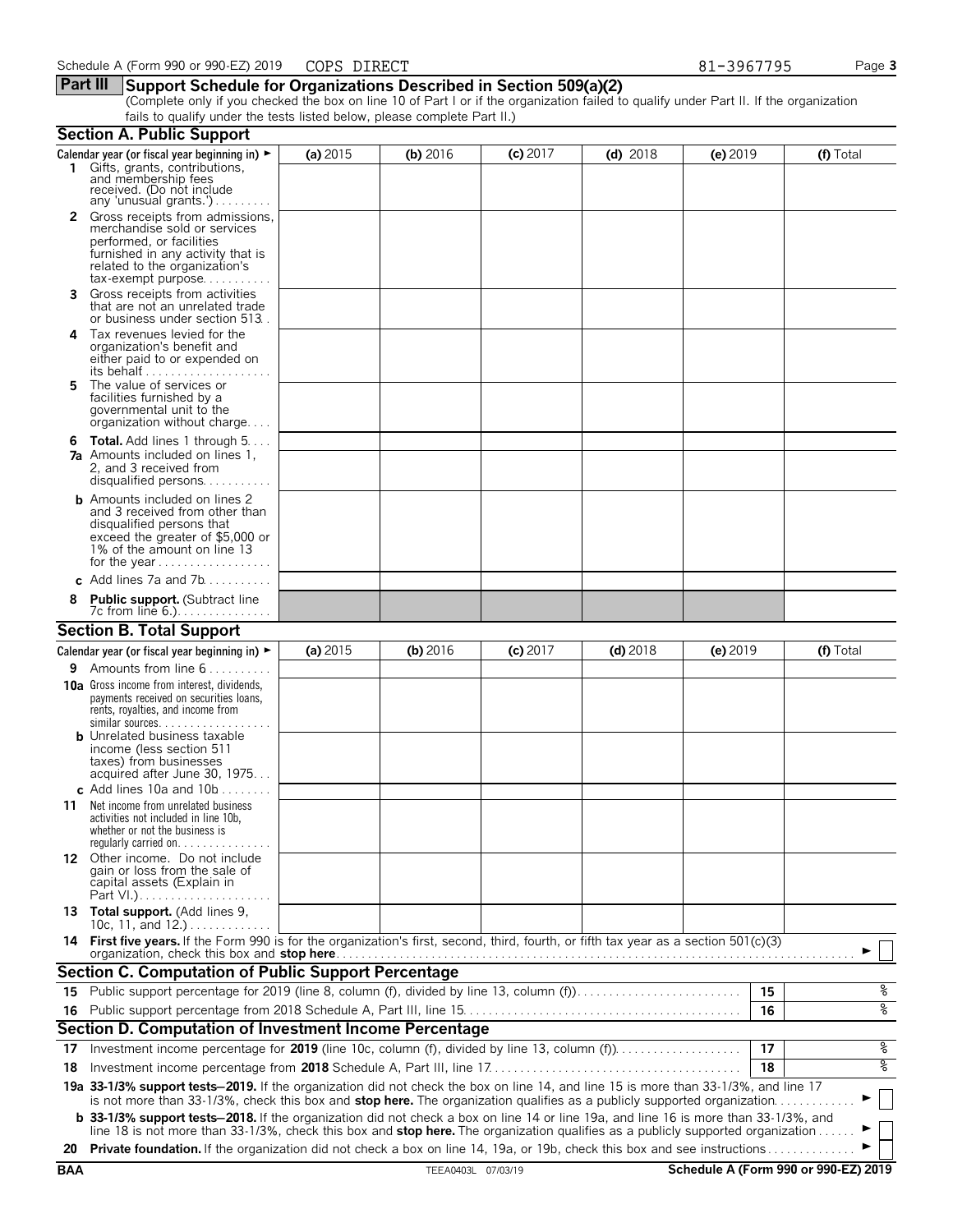Schedule A (Form 990 or 990-EZ) 2019 COPS DIRECT 81-3967795

## Part III Support Schedule for Organizations Described in Section 509(a)(2)

(Complete only if you checked the box on line 10 of Part I or if the organization failed to qualify under Part II. If the organization fails to qualify under the tests listed below, please complete Part II.)

### Section A. Public Support

| Calendar year (or fiscal year beginning in) ► | (a) 2015 | (b) 2016 | (c) 2017 | (d) 2018 | (e) 2019 | (f) Total |
|---|---|---|---|---|---|---|
| **1** Gifts, grants, contributions, and membership fees received. (Do not include any 'unusual grants.') | | | | | | |
| **2** Gross receipts from admissions, merchandise sold or services performed, or facilities furnished in any activity that is related to the organization's tax-exempt purpose | | | | | | |
| **3** Gross receipts from activities that are not an unrelated trade or business under section 513 | | | | | | |
| **4** Tax revenues levied for the organization's benefit and either paid to or expended on its behalf | | | | | | |
| **5** The value of services or facilities furnished by a governmental unit to the organization without charge | | | | | | |
| **6 Total.** Add lines 1 through 5 | | | | | | |
| **7a** Amounts included on lines 1, 2, and 3 received from disqualified persons | | | | | | |
| **b** Amounts included on lines 2 and 3 received from other than disqualified persons that exceed the greater of $5,000 or 1% of the amount on line 13 for the year | | | | | | |
| **c** Add lines 7a and 7b | | | | | | |
| **8 Public support.** (Subtract line 7c from line 6.) | | | | | | |

### Section B. Total Support

| Calendar year (or fiscal year beginning in) ► | (a) 2015 | (b) 2016 | (c) 2017 | (d) 2018 | (e) 2019 | (f) Total |
|---|---|---|---|---|---|---|
| **9** Amounts from line 6 | | | | | | |
| **10a** Gross income from interest, dividends, payments received on securities loans, rents, royalties, and income from similar sources | | | | | | |
| **b** Unrelated business taxable income (less section 511 taxes) from businesses acquired after June 30, 1975 | | | | | | |
| **c** Add lines 10a and 10b | | | | | | |
| **11** Net income from unrelated business activities not included in line 10b, whether or not the business is regularly carried on | | | | | | |
| **12** Other income. Do not include gain or loss from the sale of capital assets (Explain in Part VI.) | | | | | | |
| **13 Total support.** (Add lines 9, 10c, 11, and 12.) | | | | | | |

**14 First five years.** If the Form 990 is for the organization's first, second, third, fourth, or fifth tax year as a section 501(c)(3) organization, check this box and **stop here** ► ☐

### Section C. Computation of Public Support Percentage

| | | | |
|---|---|---|---|
| **15** | Public support percentage for 2019 (line 8, column (f), divided by line 13, column (f)) | 15 | % |
| **16** | Public support percentage from 2018 Schedule A, Part III, line 15 | 16 | % |

### Section D. Computation of Investment Income Percentage

| | | | |
|---|---|---|---|
| **17** | Investment income percentage for **2019** (line 10c, column (f), divided by line 13, column (f)) | 17 | % |
| **18** | Investment income percentage from **2018** Schedule A, Part III, line 17 | 18 | % |

**19a 33-1/3% support tests–2019.** If the organization did not check the box on line 14, and line 15 is more than 33-1/3%, and line 17 is not more than 33-1/3%, check this box and **stop here.** The organization qualifies as a publicly supported organization ► ☐

**b 33-1/3% support tests–2018.** If the organization did not check a box on line 14 or line 19a, and line 16 is more than 33-1/3%, and line 18 is not more than 33-1/3%, check this box and **stop here.** The organization qualifies as a publicly supported organization ► ☐

**20 Private foundation.** If the organization did not check a box on line 14, 19a, or 19b, check this box and see instructions ► ☐

BAA TEEA0403L 07/03/19 Schedule A (Form 990 or 990-EZ) 2019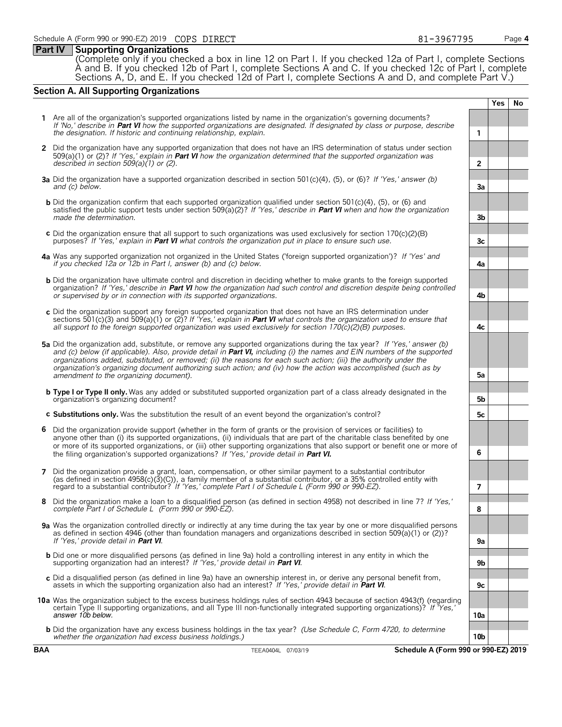**Part IV Supporting Organizations**

(Complete only if you checked a box in line 12 on Part I. If you checked 12a of Part I, complete Sections A and B. If you checked 12b of Part I, complete Sections A and C. If you checked 12c of Part I, complete Sections A, D, and E. If you checked 12d of Part I, complete Sections A and D, and complete Part V.)

## Section A. All Supporting Organizations

| | | | Yes | No |
|---|---|---|---|---|
| **1** | Are all of the organization's supported organizations listed by name in the organization's governing documents? *If 'No,' describe in **Part VI** how the supported organizations are designated. If designated by class or purpose, describe the designation. If historic and continuing relationship, explain.* | 1 | | |
| **2** | Did the organization have any supported organization that does not have an IRS determination of status under section 509(a)(1) or (2)? *If 'Yes,' explain in **Part VI** how the organization determined that the supported organization was described in section 509(a)(1) or (2).* | 2 | | |
| **3a** | Did the organization have a supported organization described in section 501(c)(4), (5), or (6)? *If 'Yes,' answer (b) and (c) below.* | 3a | | |
| **b** | Did the organization confirm that each supported organization qualified under section 501(c)(4), (5), or (6) and satisfied the public support tests under section 509(a)(2)? *If 'Yes,' describe in **Part VI** when and how the organization made the determination.* | 3b | | |
| **c** | Did the organization ensure that all support to such organizations was used exclusively for section 170(c)(2)(B) purposes? *If 'Yes,' explain in **Part VI** what controls the organization put in place to ensure such use.* | 3c | | |
| **4a** | Was any supported organization not organized in the United States ('foreign supported organization')? *If 'Yes' and if you checked 12a or 12b in Part I, answer (b) and (c) below.* | 4a | | |
| **b** | Did the organization have ultimate control and discretion in deciding whether to make grants to the foreign supported organization? *If 'Yes,' describe in **Part VI** how the organization had such control and discretion despite being controlled or supervised by or in connection with its supported organizations.* | 4b | | |
| **c** | Did the organization support any foreign supported organization that does not have an IRS determination under sections 501(c)(3) and 509(a)(1) or (2)? *If 'Yes,' explain in **Part VI** what controls the organization used to ensure that all support to the foreign supported organization was used exclusively for section 170(c)(2)(B) purposes.* | 4c | | |
| **5a** | Did the organization add, substitute, or remove any supported organizations during the tax year? *If 'Yes,' answer (b) and (c) below (if applicable). Also, provide detail in **Part VI,** including (i) the names and EIN numbers of the supported organizations added, substituted, or removed; (ii) the reasons for each such action; (iii) the authority under the organization's organizing document authorizing such action; and (iv) how the action was accomplished (such as by amendment to the organizing document).* | 5a | | |
| **b** | **Type I or Type II only.** Was any added or substituted supported organization part of a class already designated in the organization's organizing document? | 5b | | |
| **c** | **Substitutions only.** Was the substitution the result of an event beyond the organization's control? | 5c | | |
| **6** | Did the organization provide support (whether in the form of grants or the provision of services or facilities) to anyone other than (i) its supported organizations, (ii) individuals that are part of the charitable class benefited by one or more of its supported organizations, or (iii) other supporting organizations that also support or benefit one or more of the filing organization's supported organizations? *If 'Yes,' provide detail in **Part VI.*** | 6 | | |
| **7** | Did the organization provide a grant, loan, compensation, or other similar payment to a substantial contributor (as defined in section 4958(c)(3)(C)), a family member of a substantial contributor, or a 35% controlled entity with regard to a substantial contributor? *If 'Yes,' complete Part I of Schedule L (Form 990 or 990-EZ).* | 7 | | |
| **8** | Did the organization make a loan to a disqualified person (as defined in section 4958) not described in line 7? *If 'Yes,' complete Part I of Schedule L (Form 990 or 990-EZ).* | 8 | | |
| **9a** | Was the organization controlled directly or indirectly at any time during the tax year by one or more disqualified persons as defined in section 4946 (other than foundation managers and organizations described in section 509(a)(1) or (2))? *If 'Yes,' provide detail in **Part VI**.* | 9a | | |
| **b** | Did one or more disqualified persons (as defined in line 9a) hold a controlling interest in any entity in which the supporting organization had an interest? *If 'Yes,' provide detail in **Part VI**.* | 9b | | |
| **c** | Did a disqualified person (as defined in line 9a) have an ownership interest in, or derive any personal benefit from, assets in which the supporting organization also had an interest? *If 'Yes,' provide detail in **Part VI**.* | 9c | | |
| **10a** | Was the organization subject to the excess business holdings rules of section 4943 because of section 4943(f) (regarding certain Type II supporting organizations, and all Type III non-functionally integrated supporting organizations)? *If 'Yes,' answer 10b below.* | 10a | | |
| **b** | Did the organization have any excess business holdings in the tax year? *(Use Schedule C, Form 4720, to determine whether the organization had excess business holdings.)* | 10b | | |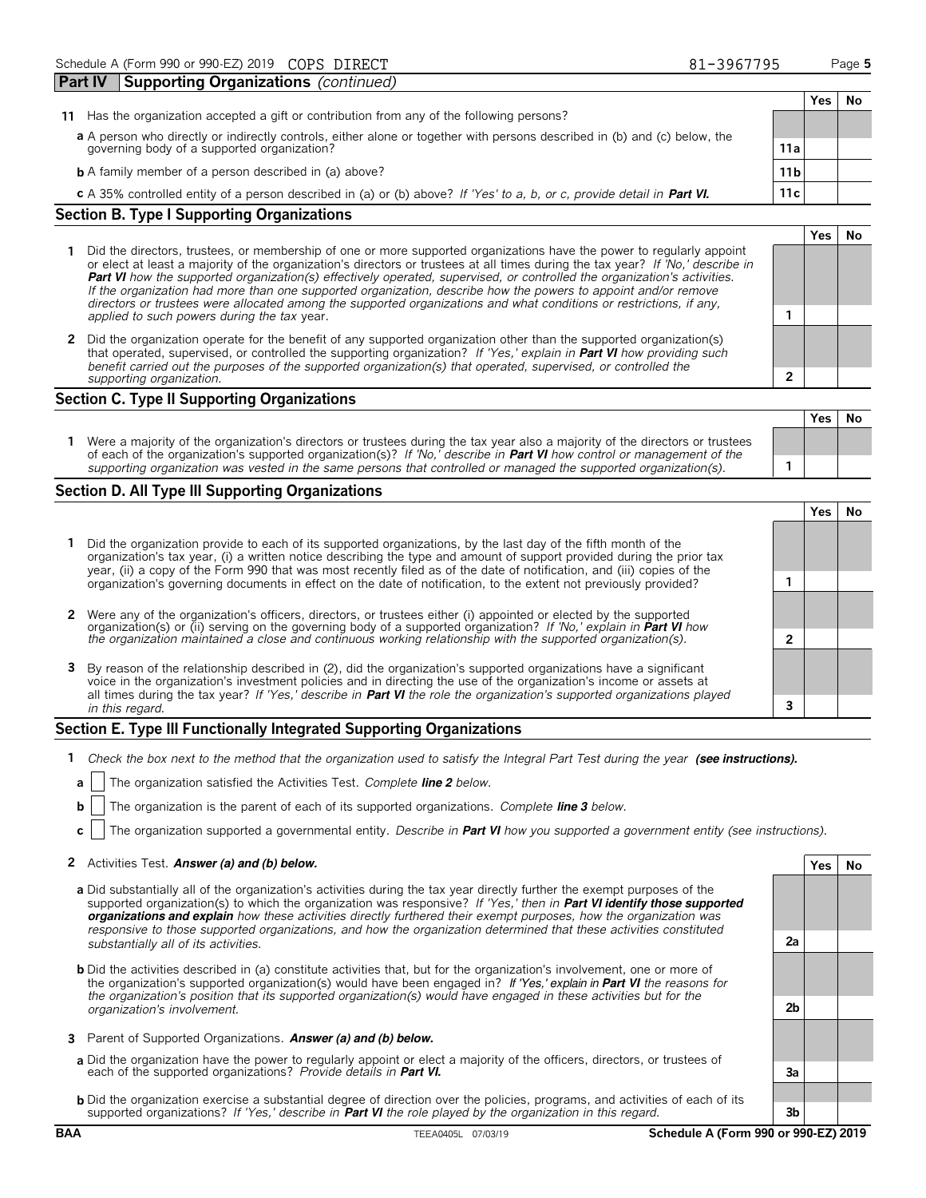Schedule A (Form 990 or 990-EZ) 2019 COPS DIRECT 81-3967795 Page 5

## Part IV Supporting Organizations *(continued)*

| | | | Yes | No |
|---|---|---|---|---|
| **11** | Has the organization accepted a gift or contribution from any of the following persons? | | | |
| | **a** A person who directly or indirectly controls, either alone or together with persons described in (b) and (c) below, the governing body of a supported organization? | 11a | | |
| | **b** A family member of a person described in (a) above? | 11b | | |
| | **c** A 35% controlled entity of a person described in (a) or (b) above? *If 'Yes' to a, b, or c, provide detail in **Part VI.*** | 11c | | |

### Section B. Type I Supporting Organizations

| | | | Yes | No |
|---|---|---|---|---|
| **1** | Did the directors, trustees, or membership of one or more supported organizations have the power to regularly appoint or elect at least a majority of the organization's directors or trustees at all times during the tax year? *If 'No,' describe in **Part VI** how the supported organization(s) effectively operated, supervised, or controlled the organization's activities. If the organization had more than one supported organization, describe how the powers to appoint and/or remove directors or trustees were allocated among the supported organizations and what conditions or restrictions, if any, applied to such powers during the tax* year. | 1 | | |
| **2** | Did the organization operate for the benefit of any supported organization other than the supported organization(s) that operated, supervised, or controlled the supporting organization? *If 'Yes,' explain in **Part VI** how providing such benefit carried out the purposes of the supported organization(s) that operated, supervised, or controlled the supporting organization.* | 2 | | |

### Section C. Type II Supporting Organizations

| | | | Yes | No |
|---|---|---|---|---|
| **1** | Were a majority of the organization's directors or trustees during the tax year also a majority of the directors or trustees of each of the organization's supported organization(s)? *If 'No,' describe in **Part VI** how control or management of the supporting organization was vested in the same persons that controlled or managed the supported organization(s).* | 1 | | |

### Section D. All Type III Supporting Organizations

| | | | Yes | No |
|---|---|---|---|---|
| **1** | Did the organization provide to each of its supported organizations, by the last day of the fifth month of the organization's tax year, (i) a written notice describing the type and amount of support provided during the prior tax year, (ii) a copy of the Form 990 that was most recently filed as of the date of notification, and (iii) copies of the organization's governing documents in effect on the date of notification, to the extent not previously provided? | 1 | | |
| **2** | Were any of the organization's officers, directors, or trustees either (i) appointed or elected by the supported organization(s) or (ii) serving on the governing body of a supported organization? *If 'No,' explain in **Part VI** how the organization maintained a close and continuous working relationship with the supported organization(s).* | 2 | | |
| **3** | By reason of the relationship described in (2), did the organization's supported organizations have a significant voice in the organization's investment policies and in directing the use of the organization's income or assets at all times during the tax year? *If 'Yes,' describe in **Part VI** the role the organization's supported organizations played in this regard.* | 3 | | |

### Section E. Type III Functionally Integrated Supporting Organizations

**1** *Check the box next to the method that the organization used to satisfy the Integral Part Test during the year* ***(see instructions).***

- **a** ☐ The organization satisfied the Activities Test. *Complete **line 2** below.*
- **b** ☐ The organization is the parent of each of its supported organizations. *Complete **line 3** below.*
- **c** ☐ The organization supported a governmental entity. *Describe in **Part VI** how you supported a government entity (see instructions).*

| | | | Yes | No |
|---|---|---|---|---|
| **2** | Activities Test. ***Answer (a) and (b) below.*** | | | |
| | **a** Did substantially all of the organization's activities during the tax year directly further the exempt purposes of the supported organization(s) to which the organization was responsive? *If 'Yes,' then in **Part VI identify those supported organizations and explain** how these activities directly furthered their exempt purposes, how the organization was responsive to those supported organizations, and how the organization determined that these activities constituted substantially all of its activities.* | 2a | | |
| | **b** Did the activities described in (a) constitute activities that, but for the organization's involvement, one or more of the organization's supported organization(s) would have been engaged in? *If 'Yes,' explain in **Part VI** the reasons for the organization's position that its supported organization(s) would have engaged in these activities but for the organization's involvement.* | 2b | | |
| **3** | Parent of Supported Organizations. ***Answer (a) and (b) below.*** | | | |
| | **a** Did the organization have the power to regularly appoint or elect a majority of the officers, directors, or trustees of each of the supported organizations? *Provide details in **Part VI.*** | 3a | | |
| | **b** Did the organization exercise a substantial degree of direction over the policies, programs, and activities of each of its supported organizations? *If 'Yes,' describe in **Part VI** the role played by the organization in this regard.* | 3b | | |

BAA TEEA0405L 07/03/19 Schedule A (Form 990 or 990-EZ) 2019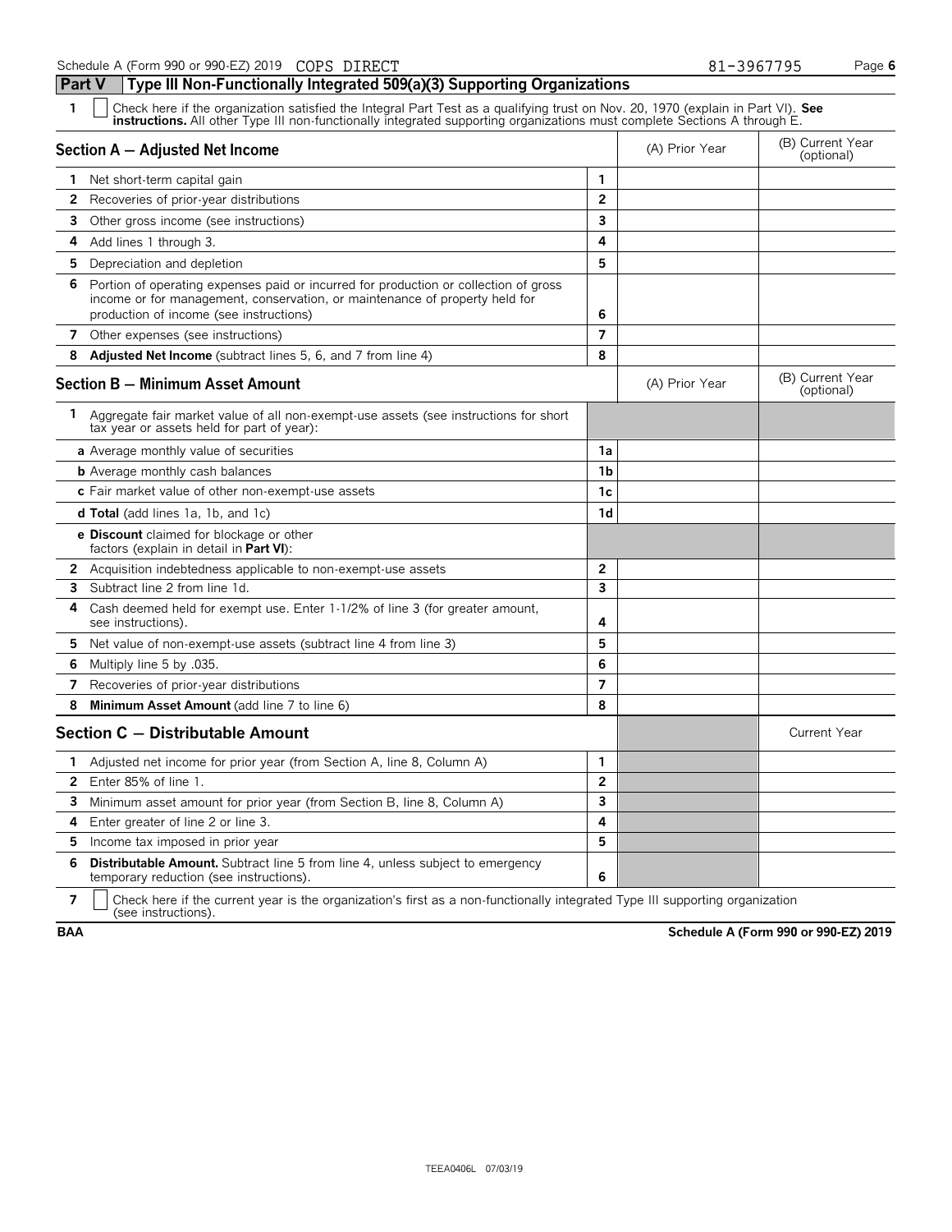Schedule A (Form 990 or 990-EZ) 2019 COPS DIRECT 81-3967795

## Part V Type III Non-Functionally Integrated 509(a)(3) Supporting Organizations

**1** ☐ Check here if the organization satisfied the Integral Part Test as a qualifying trust on Nov. 20, 1970 (explain in Part VI). **See instructions.** All other Type III non-functionally integrated supporting organizations must complete Sections A through E.

| Section A — Adjusted Net Income | | (A) Prior Year | (B) Current Year (optional) |
|---|---|---|---|
| **1** Net short-term capital gain | 1 | | |
| **2** Recoveries of prior-year distributions | 2 | | |
| **3** Other gross income (see instructions) | 3 | | |
| **4** Add lines 1 through 3. | 4 | | |
| **5** Depreciation and depletion | 5 | | |
| **6** Portion of operating expenses paid or incurred for production or collection of gross income or for management, conservation, or maintenance of property held for production of income (see instructions) | 6 | | |
| **7** Other expenses (see instructions) | 7 | | |
| **8** **Adjusted Net Income** (subtract lines 5, 6, and 7 from line 4) | 8 | | |

| Section B — Minimum Asset Amount | | (A) Prior Year | (B) Current Year (optional) |
|---|---|---|---|
| **1** Aggregate fair market value of all non-exempt-use assets (see instructions for short tax year or assets held for part of year): | | | |
| **a** Average monthly value of securities | 1a | | |
| **b** Average monthly cash balances | 1b | | |
| **c** Fair market value of other non-exempt-use assets | 1c | | |
| **d Total** (add lines 1a, 1b, and 1c) | 1d | | |
| **e Discount** claimed for blockage or other factors (explain in detail in **Part VI**): | | | |
| **2** Acquisition indebtedness applicable to non-exempt-use assets | 2 | | |
| **3** Subtract line 2 from line 1d. | 3 | | |
| **4** Cash deemed held for exempt use. Enter 1-1/2% of line 3 (for greater amount, see instructions). | 4 | | |
| **5** Net value of non-exempt-use assets (subtract line 4 from line 3) | 5 | | |
| **6** Multiply line 5 by .035. | 6 | | |
| **7** Recoveries of prior-year distributions | 7 | | |
| **8** **Minimum Asset Amount** (add line 7 to line 6) | 8 | | |

| Section C — Distributable Amount | | | Current Year |
|---|---|---|---|
| **1** Adjusted net income for prior year (from Section A, line 8, Column A) | 1 | | |
| **2** Enter 85% of line 1. | 2 | | |
| **3** Minimum asset amount for prior year (from Section B, line 8, Column A) | 3 | | |
| **4** Enter greater of line 2 or line 3. | 4 | | |
| **5** Income tax imposed in prior year | 5 | | |
| **6** **Distributable Amount.** Subtract line 5 from line 4, unless subject to emergency temporary reduction (see instructions). | 6 | | |

**7** ☐ Check here if the current year is the organization's first as a non-functionally integrated Type III supporting organization (see instructions).

BAA **Schedule A (Form 990 or 990-EZ) 2019**

TEEA0406L 07/03/19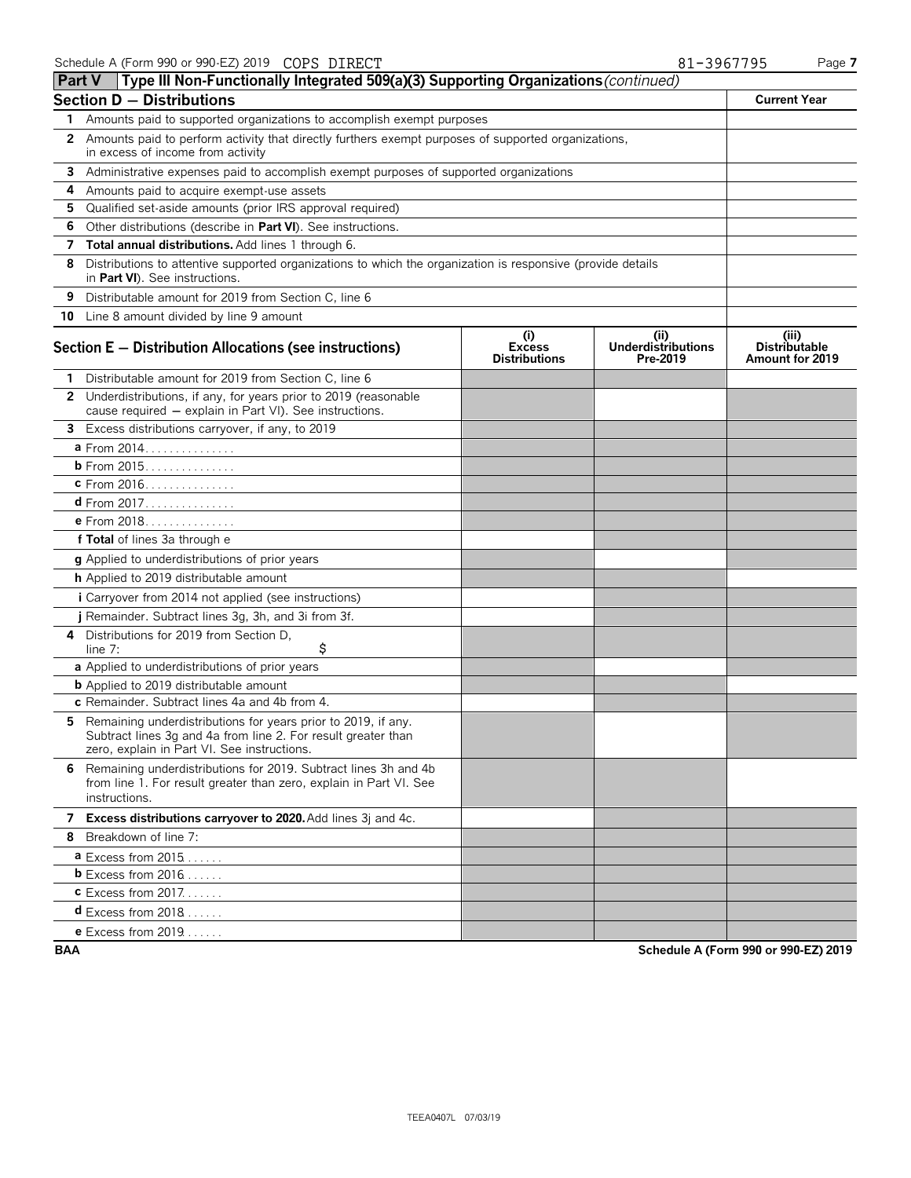Schedule A (Form 990 or 990-EZ) 2019 COPS DIRECT 81-3967795

## Part V Type III Non-Functionally Integrated 509(a)(3) Supporting Organizations *(continued)*

| Section D — Distributions | | Current Year |
|---|---|---|
| 1 | Amounts paid to supported organizations to accomplish exempt purposes | |
| 2 | Amounts paid to perform activity that directly furthers exempt purposes of supported organizations, in excess of income from activity | |
| 3 | Administrative expenses paid to accomplish exempt purposes of supported organizations | |
| 4 | Amounts paid to acquire exempt-use assets | |
| 5 | Qualified set-aside amounts (prior IRS approval required) | |
| 6 | Other distributions (describe in **Part VI**). See instructions. | |
| 7 | **Total annual distributions.** Add lines 1 through 6. | |
| 8 | Distributions to attentive supported organizations to which the organization is responsive (provide details in **Part VI**). See instructions. | |
| 9 | Distributable amount for 2019 from Section C, line 6 | |
| 10 | Line 8 amount divided by line 9 amount | |

| Section E — Distribution Allocations (see instructions) | (i) Excess Distributions | (ii) Underdistributions Pre-2019 | (iii) Distributable Amount for 2019 |
|---|---|---|---|
| **1** Distributable amount for 2019 from Section C, line 6 | | | |
| **2** Underdistributions, if any, for years prior to 2019 (reasonable cause required — explain in Part VI). See instructions. | | | |
| **3** Excess distributions carryover, if any, to 2019 | | | |
| **a** From 2014 | | | |
| **b** From 2015 | | | |
| **c** From 2016 | | | |
| **d** From 2017 | | | |
| **e** From 2018 | | | |
| **f Total** of lines 3a through e | | | |
| **g** Applied to underdistributions of prior years | | | |
| **h** Applied to 2019 distributable amount | | | |
| **i** Carryover from 2014 not applied (see instructions) | | | |
| **j** Remainder. Subtract lines 3g, 3h, and 3i from 3f. | | | |
| **4** Distributions for 2019 from Section D, line 7: $ | | | |
| **a** Applied to underdistributions of prior years | | | |
| **b** Applied to 2019 distributable amount | | | |
| **c** Remainder. Subtract lines 4a and 4b from 4. | | | |
| **5** Remaining underdistributions for years prior to 2019, if any. Subtract lines 3g and 4a from line 2. For result greater than zero, explain in Part VI. See instructions. | | | |
| **6** Remaining underdistributions for 2019. Subtract lines 3h and 4b from line 1. For result greater than zero, explain in Part VI. See instructions. | | | |
| **7 Excess distributions carryover to 2020.** Add lines 3j and 4c. | | | |
| **8** Breakdown of line 7: | | | |
| **a** Excess from 2015 | | | |
| **b** Excess from 2016 | | | |
| **c** Excess from 2017 | | | |
| **d** Excess from 2018 | | | |
| **e** Excess from 2019 | | | |

BAA Schedule A (Form 990 or 990-EZ) 2019

TEEA0407L 07/03/19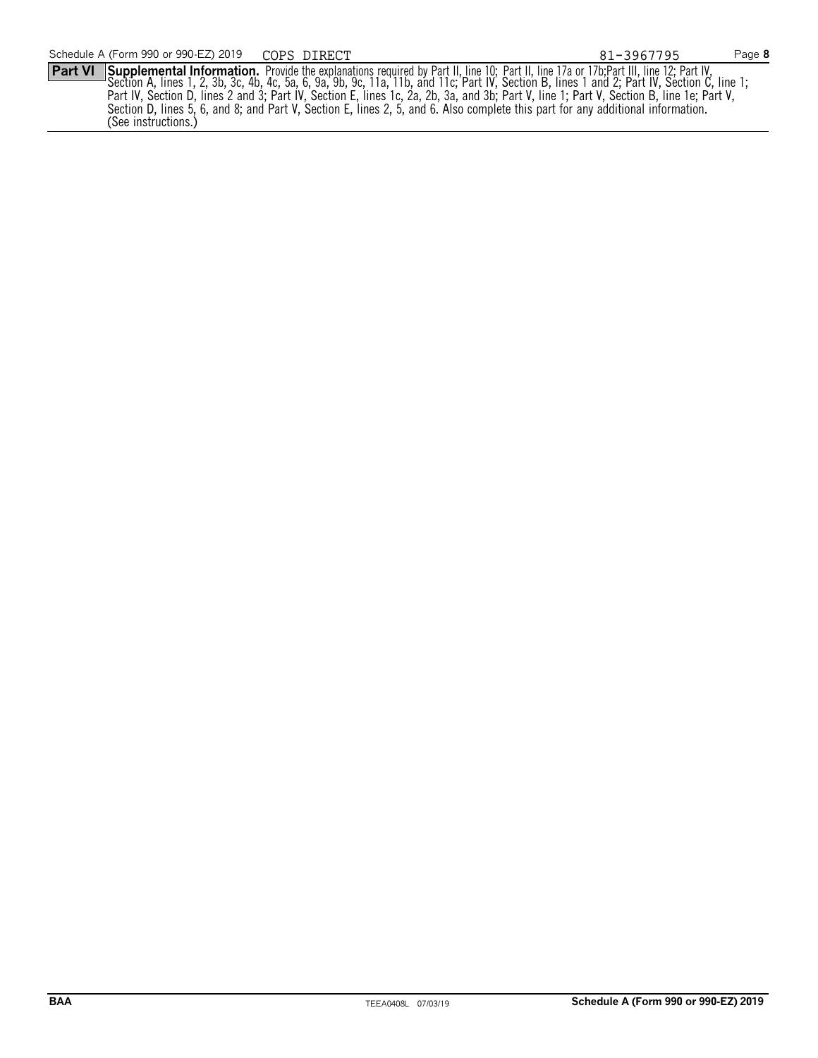Schedule A (Form 990 or 990-EZ) 2019 COPS DIRECT 81-3967795 Page **8**

**Part VI** **Supplemental Information.** Provide the explanations required by Part II, line 10; Part II, line 17a or 17b;Part III, line 12; Part IV, Section A, lines 1, 2, 3b, 3c, 4b, 4c, 5a, 6, 9a, 9b, 9c, 11a, 11b, and 11c; Part IV, Section B, lines 1 and 2; Part IV, Section C, line 1; Part IV, Section D, lines 2 and 3; Part IV, Section E, lines 1c, 2a, 2b, 3a, and 3b; Part V, line 1; Part V, Section B, line 1e; Part V, Section D, lines 5, 6, and 8; and Part V, Section E, lines 2, 5, and 6. Also complete this part for any additional information. (See instructions.)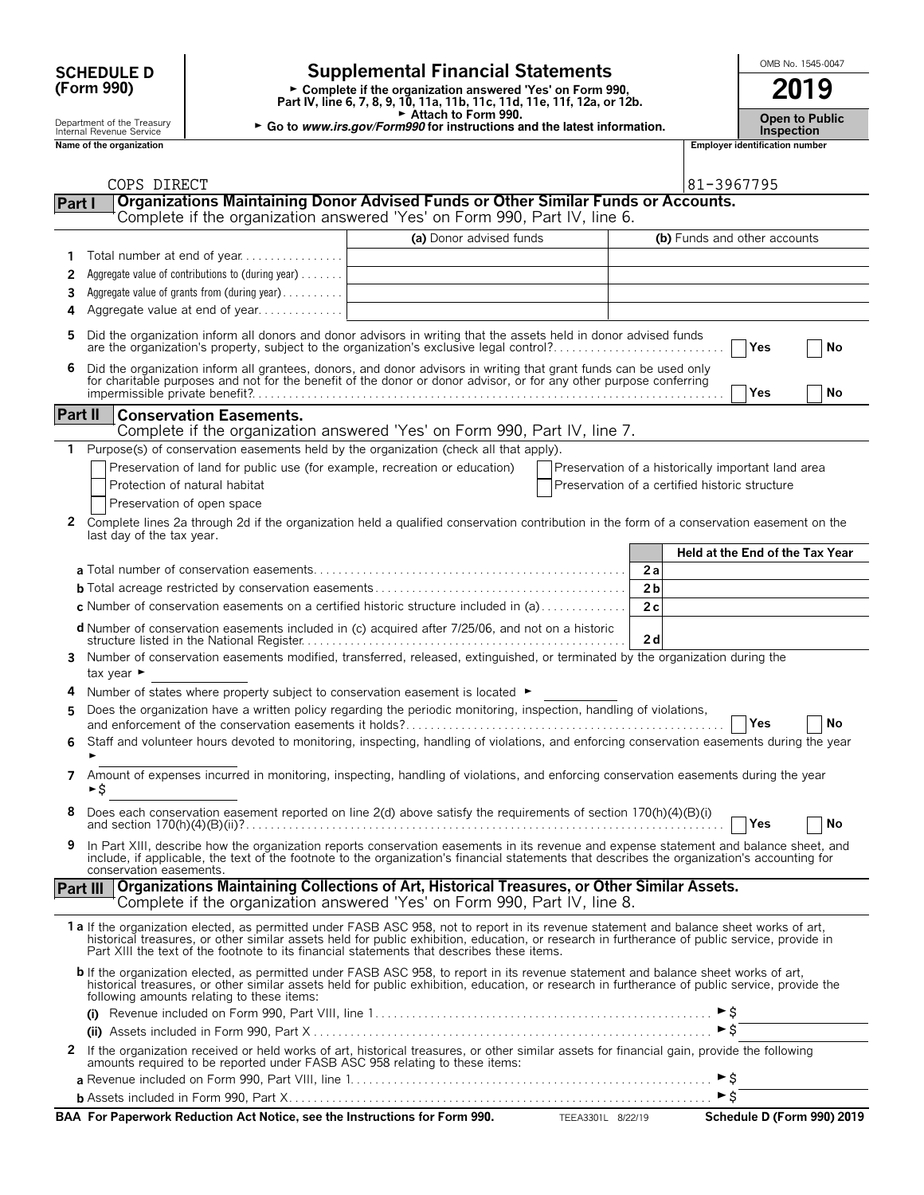**SCHEDULE D (Form 990)**

Department of the Treasury
Internal Revenue Service

# Supplemental Financial Statements

► Complete if the organization answered 'Yes' on Form 990, Part IV, line 6, 7, 8, 9, 10, 11a, 11b, 11c, 11d, 11e, 11f, 12a, or 12b.
► Attach to Form 990.
► Go to *www.irs.gov/Form990* for instructions and the latest information.

OMB No. 1545-0047

**2019**

**Open to Public Inspection**

**Name of the organization**: COPS DIRECT

**Employer identification number**: 81-3967795

## Part I Organizations Maintaining Donor Advised Funds or Other Similar Funds or Accounts.

Complete if the organization answered 'Yes' on Form 990, Part IV, line 6.

| | | (a) Donor advised funds | (b) Funds and other accounts |
|---|---|---|---|
| 1 | Total number at end of year | | |
| 2 | Aggregate value of contributions to (during year) | | |
| 3 | Aggregate value of grants from (during year) | | |
| 4 | Aggregate value at end of year | | |

5 Did the organization inform all donors and donor advisors in writing that the assets held in donor advised funds are the organization's property, subject to the organization's exclusive legal control? ☐ Yes ☐ No

6 Did the organization inform all grantees, donors, and donor advisors in writing that grant funds can be used only for charitable purposes and not for the benefit of the donor or donor advisor, or for any other purpose conferring impermissible private benefit? ☐ Yes ☐ No

## Part II Conservation Easements.

Complete if the organization answered 'Yes' on Form 990, Part IV, line 7.

1 Purpose(s) of conservation easements held by the organization (check all that apply).

☐ Preservation of land for public use (for example, recreation or education) ☐ Preservation of a historically important land area
☐ Protection of natural habitat ☐ Preservation of a certified historic structure
☐ Preservation of open space

2 Complete lines 2a through 2d if the organization held a qualified conservation contribution in the form of a conservation easement on the last day of the tax year.

| | | Held at the End of the Tax Year |
|---|---|---|
| **a** Total number of conservation easements | 2a | |
| **b** Total acreage restricted by conservation easements | 2b | |
| **c** Number of conservation easements on a certified historic structure included in (a) | 2c | |
| **d** Number of conservation easements included in (c) acquired after 7/25/06, and not on a historic structure listed in the National Register | 2d | |

3 Number of conservation easements modified, transferred, released, extinguished, or terminated by the organization during the tax year ►

4 Number of states where property subject to conservation easement is located ►

5 Does the organization have a written policy regarding the periodic monitoring, inspection, handling of violations, and enforcement of the conservation easements it holds? ☐ Yes ☐ No

6 Staff and volunteer hours devoted to monitoring, inspecting, handling of violations, and enforcing conservation easements during the year ►

7 Amount of expenses incurred in monitoring, inspecting, handling of violations, and enforcing conservation easements during the year ►$

8 Does each conservation easement reported on line 2(d) above satisfy the requirements of section 170(h)(4)(B)(i) and section 170(h)(4)(B)(ii)? ☐ Yes ☐ No

9 In Part XIII, describe how the organization reports conservation easements in its revenue and expense statement and balance sheet, and include, if applicable, the text of the footnote to the organization's financial statements that describes the organization's accounting for conservation easements.

## Part III Organizations Maintaining Collections of Art, Historical Treasures, or Other Similar Assets.

Complete if the organization answered 'Yes' on Form 990, Part IV, line 8.

**1a** If the organization elected, as permitted under FASB ASC 958, not to report in its revenue statement and balance sheet works of art, historical treasures, or other similar assets held for public exhibition, education, or research in furtherance of public service, provide in Part XIII the text of the footnote to its financial statements that describes these items.

**b** If the organization elected, as permitted under FASB ASC 958, to report in its revenue statement and balance sheet works of art, historical treasures, or other similar assets held for public exhibition, education, or research in furtherance of public service, provide the following amounts relating to these items:

**(i)** Revenue included on Form 990, Part VIII, line 1 ►$

**(ii)** Assets included in Form 990, Part X ►$

2 If the organization received or held works of art, historical treasures, or other similar assets for financial gain, provide the following amounts required to be reported under FASB ASC 958 relating to these items:

**a** Revenue included on Form 990, Part VIII, line 1 ►$

**b** Assets included in Form 990, Part X ►$

**BAA For Paperwork Reduction Act Notice, see the Instructions for Form 990.** TEEA3301L 8/22/19 **Schedule D (Form 990) 2019**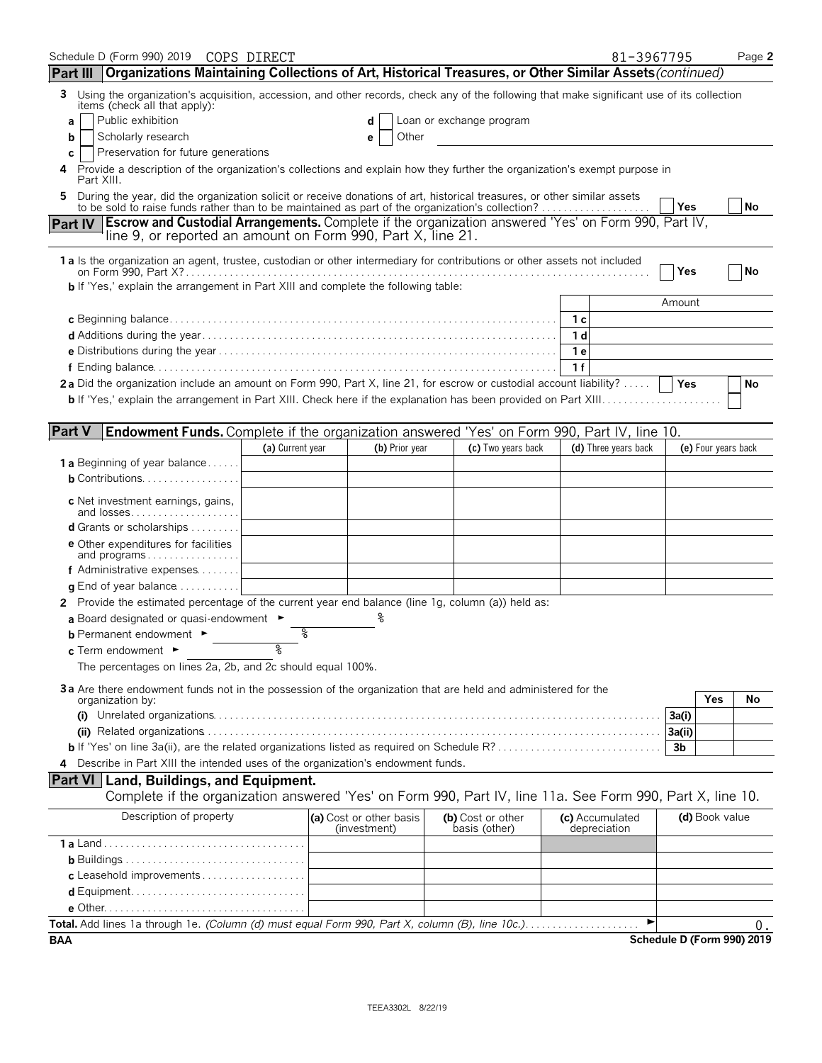Schedule D (Form 990) 2019 COPS DIRECT 81-3967795

## Part III Organizations Maintaining Collections of Art, Historical Treasures, or Other Similar Assets *(continued)*

**3** Using the organization's acquisition, accession, and other records, check any of the following that make significant use of its collection items (check all that apply):

- **a** ☐ Public exhibition
- **b** ☐ Scholarly research
- **c** ☐ Preservation for future generations
- **d** ☐ Loan or exchange program
- **e** ☐ Other

**4** Provide a description of the organization's collections and explain how they further the organization's exempt purpose in Part XIII.

**5** During the year, did the organization solicit or receive donations of art, historical treasures, or other similar assets to be sold to raise funds rather than to be maintained as part of the organization's collection? ☐ Yes ☐ No

## Part IV Escrow and Custodial Arrangements. Complete if the organization answered 'Yes' on Form 990, Part IV, line 9, or reported an amount on Form 990, Part X, line 21.

**1a** Is the organization an agent, trustee, custodian or other intermediary for contributions or other assets not included on Form 990, Part X? ☐ Yes ☐ No

**b** If 'Yes,' explain the arrangement in Part XIII and complete the following table:

| | | Amount |
|---|---|---|
| **c** Beginning balance | 1c | |
| **d** Additions during the year | 1d | |
| **e** Distributions during the year | 1e | |
| **f** Ending balance | 1f | |

**2a** Did the organization include an amount on Form 990, Part X, line 21, for escrow or custodial account liability? ☐ Yes ☐ No

**b** If 'Yes,' explain the arrangement in Part XIII. Check here if the explanation has been provided on Part XIII ☐

## Part V Endowment Funds. Complete if the organization answered 'Yes' on Form 990, Part IV, line 10.

| | (a) Current year | (b) Prior year | (c) Two years back | (d) Three years back | (e) Four years back |
|---|---|---|---|---|---|
| **1a** Beginning of year balance | | | | | |
| **b** Contributions | | | | | |
| **c** Net investment earnings, gains, and losses | | | | | |
| **d** Grants or scholarships | | | | | |
| **e** Other expenditures for facilities and programs | | | | | |
| **f** Administrative expenses | | | | | |
| **g** End of year balance | | | | | |

**2** Provide the estimated percentage of the current year end balance (line 1g, column (a)) held as:

- **a** Board designated or quasi-endowment ► %
- **b** Permanent endowment ► %
- **c** Term endowment ► %

The percentages on lines 2a, 2b, and 2c should equal 100%.

**3a** Are there endowment funds not in the possession of the organization that are held and administered for the organization by:

| | | Yes | No |
|---|---|---|---|
| **(i)** Unrelated organizations | 3a(i) | | |
| **(ii)** Related organizations | 3a(ii) | | |
| **b** If 'Yes' on line 3a(ii), are the related organizations listed as required on Schedule R? | 3b | | |

**4** Describe in Part XIII the intended uses of the organization's endowment funds.

## Part VI Land, Buildings, and Equipment.

Complete if the organization answered 'Yes' on Form 990, Part IV, line 11a. See Form 990, Part X, line 10.

| Description of property | (a) Cost or other basis (investment) | (b) Cost or other basis (other) | (c) Accumulated depreciation | (d) Book value |
|---|---|---|---|---|
| **1a** Land | | | | |
| **b** Buildings | | | | |
| **c** Leasehold improvements | | | | |
| **d** Equipment | | | | |
| **e** Other | | | | |

**Total.** Add lines 1a through 1e. *(Column (d) must equal Form 990, Part X, column (B), line 10c.)* ► 0.

BAA Schedule D (Form 990) 2019

TEEA3302L 8/22/19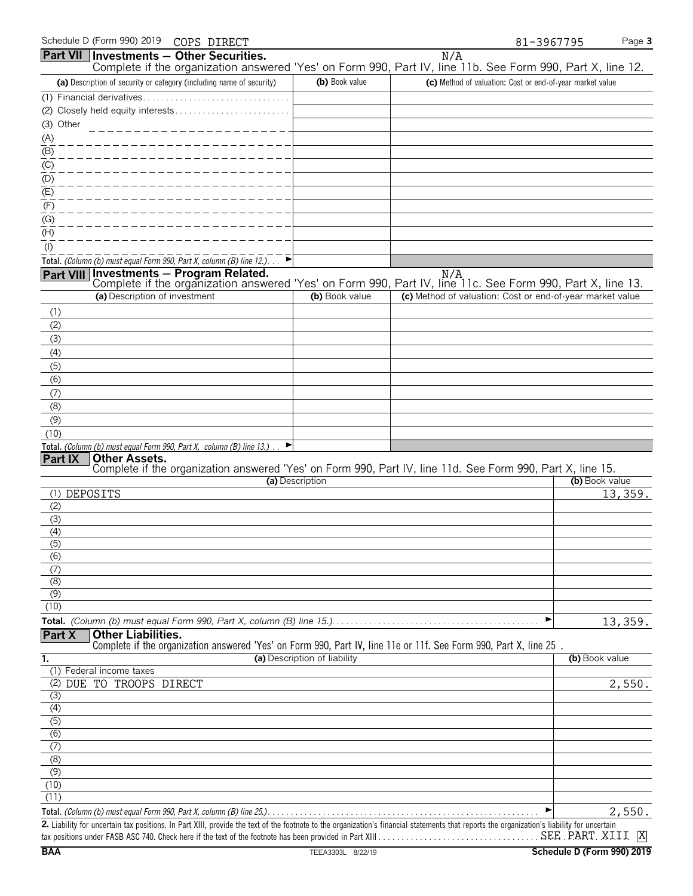Schedule D (Form 990) 2019 COPS DIRECT 81-3967795

## Part VII Investments — Other Securities.

N/A

Complete if the organization answered 'Yes' on Form 990, Part IV, line 11b. See Form 990, Part X, line 12.

| (a) Description of security or category (including name of security) | (b) Book value | (c) Method of valuation: Cost or end-of-year market value |
|---|---|---|
| (1) Financial derivatives | | |
| (2) Closely held equity interests | | |
| (3) Other | | |
| (A) | | |
| (B) | | |
| (C) | | |
| (D) | | |
| (E) | | |
| (F) | | |
| (G) | | |
| (H) | | |
| (I) | | |
| **Total.** *(Column (b) must equal Form 990, Part X, column (B) line 12.)* ► | | |

## Part VIII Investments — Program Related.

N/A

Complete if the organization answered 'Yes' on Form 990, Part IV, line 11c. See Form 990, Part X, line 13.

| (a) Description of investment | (b) Book value | (c) Method of valuation: Cost or end-of-year market value |
|---|---|---|
| (1) | | |
| (2) | | |
| (3) | | |
| (4) | | |
| (5) | | |
| (6) | | |
| (7) | | |
| (8) | | |
| (9) | | |
| (10) | | |
| **Total.** *(Column (b) must equal Form 990, Part X, column (B) line 13.)* ► | | |

## Part IX Other Assets.

Complete if the organization answered 'Yes' on Form 990, Part IV, line 11d. See Form 990, Part X, line 15.

| (a) Description | (b) Book value |
|---|---|
| (1) DEPOSITS | 13,359. |
| (2) | |
| (3) | |
| (4) | |
| (5) | |
| (6) | |
| (7) | |
| (8) | |
| (9) | |
| (10) | |
| **Total.** *(Column (b) must equal Form 990, Part X, column (B) line 15.)* ► | 13,359. |

## Part X Other Liabilities.

Complete if the organization answered 'Yes' on Form 990, Part IV, line 11e or 11f. See Form 990, Part X, line 25 .

| 1. (a) Description of liability | (b) Book value |
|---|---|
| (1) Federal income taxes | |
| (2) DUE TO TROOPS DIRECT | 2,550. |
| (3) | |
| (4) | |
| (5) | |
| (6) | |
| (7) | |
| (8) | |
| (9) | |
| (10) | |
| (11) | |
| **Total.** *(Column (b) must equal Form 990, Part X, column (B) line 25.)* ► | 2,550. |

**2.** Liability for uncertain tax positions. In Part XIII, provide the text of the footnote to the organization's financial statements that reports the organization's liability for uncertain tax positions under FASB ASC 740. Check here if the text of the footnote has been provided in Part XIII SEE PART XIII [X]

BAA TEEA3303L 8/22/19 **Schedule D (Form 990) 2019**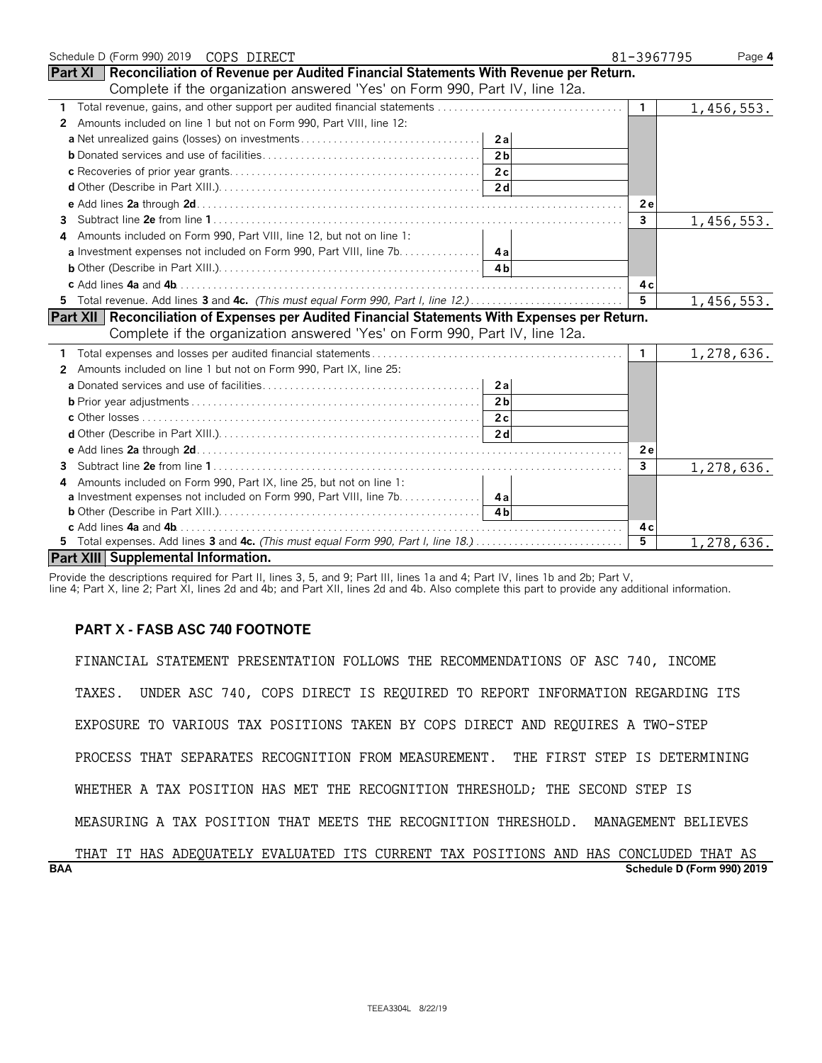Schedule D (Form 990) 2019 COPS DIRECT 81-3967795

## Part XI Reconciliation of Revenue per Audited Financial Statements With Revenue per Return.

Complete if the organization answered 'Yes' on Form 990, Part IV, line 12a.

| | | | | |
|---|---|---|---|---|
| 1 | Total revenue, gains, and other support per audited financial statements | | 1 | 1,456,553. |
| 2 | Amounts included on line 1 but not on Form 990, Part VIII, line 12: | | | |
| | a Net unrealized gains (losses) on investments | 2a | | |
| | b Donated services and use of facilities | 2b | | |
| | c Recoveries of prior year grants | 2c | | |
| | d Other (Describe in Part XIII.) | 2d | | |
| | e Add lines 2a through 2d | | 2e | |
| 3 | Subtract line 2e from line 1 | | 3 | 1,456,553. |
| 4 | Amounts included on Form 990, Part VIII, line 12, but not on line 1: | | | |
| | a Investment expenses not included on Form 990, Part VIII, line 7b | 4a | | |
| | b Other (Describe in Part XIII.) | 4b | | |
| | c Add lines 4a and 4b | | 4c | |
| 5 | Total revenue. Add lines 3 and 4c. *(This must equal Form 990, Part I, line 12.)* | | 5 | 1,456,553. |

## Part XII Reconciliation of Expenses per Audited Financial Statements With Expenses per Return.

Complete if the organization answered 'Yes' on Form 990, Part IV, line 12a.

| | | | | |
|---|---|---|---|---|
| 1 | Total expenses and losses per audited financial statements | | 1 | 1,278,636. |
| 2 | Amounts included on line 1 but not on Form 990, Part IX, line 25: | | | |
| | a Donated services and use of facilities | 2a | | |
| | b Prior year adjustments | 2b | | |
| | c Other losses | 2c | | |
| | d Other (Describe in Part XIII.) | 2d | | |
| | e Add lines 2a through 2d | | 2e | |
| 3 | Subtract line 2e from line 1 | | 3 | 1,278,636. |
| 4 | Amounts included on Form 990, Part IX, line 25, but not on line 1: | | | |
| | a Investment expenses not included on Form 990, Part VIII, line 7b | 4a | | |
| | b Other (Describe in Part XIII.) | 4b | | |
| | c Add lines 4a and 4b | | 4c | |
| 5 | Total expenses. Add lines 3 and 4c. *(This must equal Form 990, Part I, line 18.)* | | 5 | 1,278,636. |

## Part XIII Supplemental Information.

Provide the descriptions required for Part II, lines 3, 5, and 9; Part III, lines 1a and 4; Part IV, lines 1b and 2b; Part V, line 4; Part X, line 2; Part XI, lines 2d and 4b; and Part XII, lines 2d and 4b. Also complete this part to provide any additional information.

**PART X - FASB ASC 740 FOOTNOTE**

FINANCIAL STATEMENT PRESENTATION FOLLOWS THE RECOMMENDATIONS OF ASC 740, INCOME TAXES. UNDER ASC 740, COPS DIRECT IS REQUIRED TO REPORT INFORMATION REGARDING ITS EXPOSURE TO VARIOUS TAX POSITIONS TAKEN BY COPS DIRECT AND REQUIRES A TWO-STEP PROCESS THAT SEPARATES RECOGNITION FROM MEASUREMENT. THE FIRST STEP IS DETERMINING WHETHER A TAX POSITION HAS MET THE RECOGNITION THRESHOLD; THE SECOND STEP IS MEASURING A TAX POSITION THAT MEETS THE RECOGNITION THRESHOLD. MANAGEMENT BELIEVES THAT IT HAS ADEQUATELY EVALUATED ITS CURRENT TAX POSITIONS AND HAS CONCLUDED THAT AS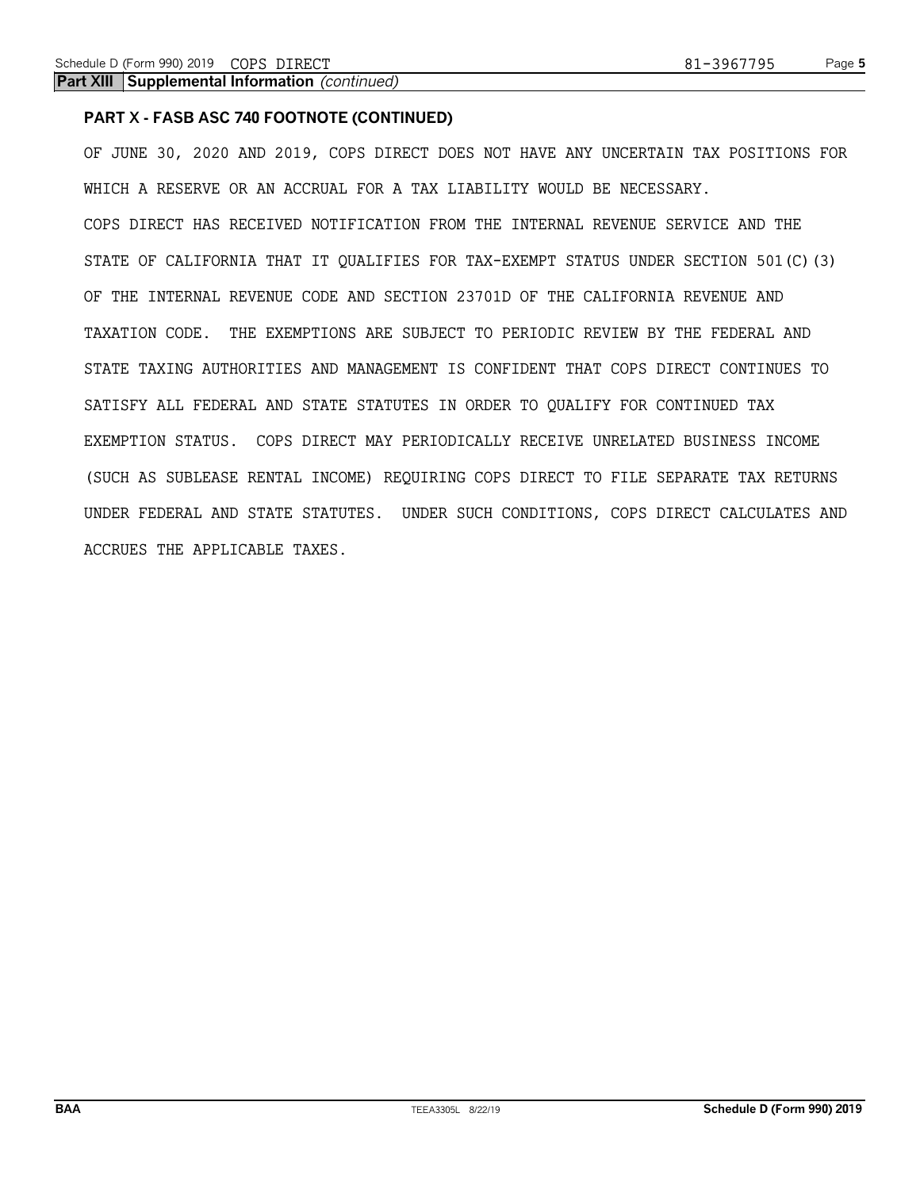**Part XIII Supplemental Information** *(continued)*

**PART X - FASB ASC 740 FOOTNOTE (CONTINUED)**

OF JUNE 30, 2020 AND 2019, COPS DIRECT DOES NOT HAVE ANY UNCERTAIN TAX POSITIONS FOR WHICH A RESERVE OR AN ACCRUAL FOR A TAX LIABILITY WOULD BE NECESSARY.

COPS DIRECT HAS RECEIVED NOTIFICATION FROM THE INTERNAL REVENUE SERVICE AND THE STATE OF CALIFORNIA THAT IT QUALIFIES FOR TAX-EXEMPT STATUS UNDER SECTION 501(C)(3) OF THE INTERNAL REVENUE CODE AND SECTION 23701D OF THE CALIFORNIA REVENUE AND TAXATION CODE. THE EXEMPTIONS ARE SUBJECT TO PERIODIC REVIEW BY THE FEDERAL AND STATE TAXING AUTHORITIES AND MANAGEMENT IS CONFIDENT THAT COPS DIRECT CONTINUES TO SATISFY ALL FEDERAL AND STATE STATUTES IN ORDER TO QUALIFY FOR CONTINUED TAX EXEMPTION STATUS. COPS DIRECT MAY PERIODICALLY RECEIVE UNRELATED BUSINESS INCOME (SUCH AS SUBLEASE RENTAL INCOME) REQUIRING COPS DIRECT TO FILE SEPARATE TAX RETURNS UNDER FEDERAL AND STATE STATUTES. UNDER SUCH CONDITIONS, COPS DIRECT CALCULATES AND ACCRUES THE APPLICABLE TAXES.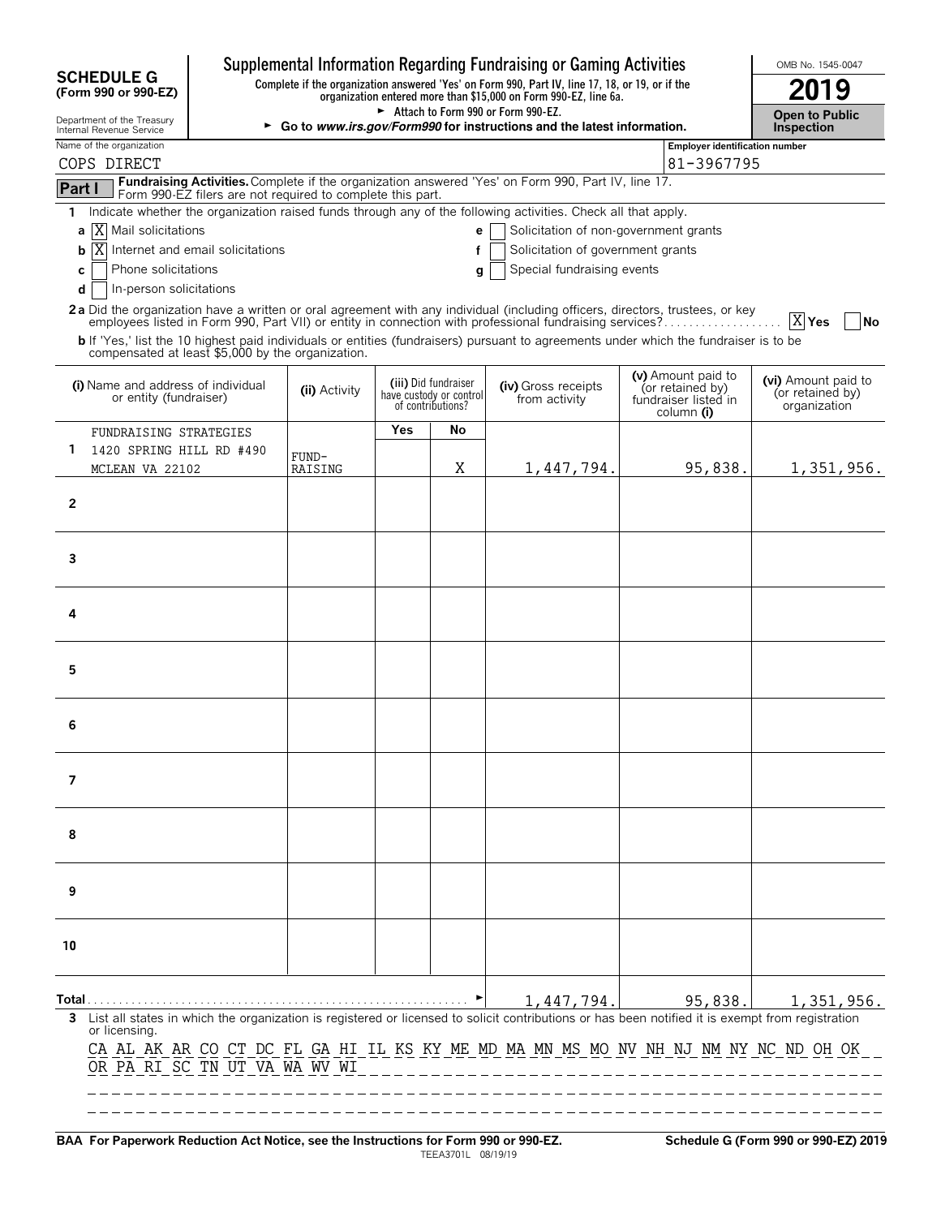**SCHEDULE G (Form 990 or 990-EZ)**

Department of the Treasury
Internal Revenue Service

# Supplemental Information Regarding Fundraising or Gaming Activities

**Complete if the organization answered 'Yes' on Form 990, Part IV, line 17, 18, or 19, or if the organization entered more than $15,000 on Form 990-EZ, line 6a.**

► Attach to Form 990 or Form 990-EZ.

► Go to *www.irs.gov/Form990* for instructions and the latest information.

OMB No. 1545-0047

**2019**

**Open to Public Inspection**

Name of the organization: COPS DIRECT

Employer identification number: 81-3967795

**Part I** **Fundraising Activities.** Complete if the organization answered 'Yes' on Form 990, Part IV, line 17. Form 990-EZ filers are not required to complete this part.

1 Indicate whether the organization raised funds through any of the following activities. Check all that apply.

- a [X] Mail solicitations
- b [X] Internet and email solicitations
- c [ ] Phone solicitations
- d [ ] In-person solicitations
- e [ ] Solicitation of non-government grants
- f [ ] Solicitation of government grants
- g [ ] Special fundraising events

**2a** Did the organization have a written or oral agreement with any individual (including officers, directors, trustees, or key employees listed in Form 990, Part VII) or entity in connection with professional fundraising services? [X] **Yes** [ ] **No**

**b** If 'Yes,' list the 10 highest paid individuals or entities (fundraisers) pursuant to agreements under which the fundraiser is to be compensated at least $5,000 by the organization.

| | (i) Name and address of individual or entity (fundraiser) | (ii) Activity | (iii) Did fundraiser have custody or control of contributions? Yes | No | (iv) Gross receipts from activity | (v) Amount paid to (or retained by) fundraiser listed in column (i) | (vi) Amount paid to (or retained by) organization |
|---|---|---|---|---|---|---|---|
| 1 | FUNDRAISING STRATEGIES 1420 SPRING HILL RD #490 MCLEAN VA 22102 | FUND-RAISING | | X | 1,447,794. | 95,838. | 1,351,956. |
| 2 | | | | | | | |
| 3 | | | | | | | |
| 4 | | | | | | | |
| 5 | | | | | | | |
| 6 | | | | | | | |
| 7 | | | | | | | |
| 8 | | | | | | | |
| 9 | | | | | | | |
| 10 | | | | | | | |
| **Total** | | | | | 1,447,794. | 95,838. | 1,351,956. |

**3** List all states in which the organization is registered or licensed to solicit contributions or has been notified it is exempt from registration or licensing.

CA AL AK AR CO CT DC FL GA HI IL KS KY ME MD MA MN MS MO NV NH NJ NM NY NC ND OH OK OR PA RI SC TN UT VA WA WV WI

**BAA For Paperwork Reduction Act Notice, see the Instructions for Form 990 or 990-EZ.** TEEA3701L 08/19/19 **Schedule G (Form 990 or 990-EZ) 2019**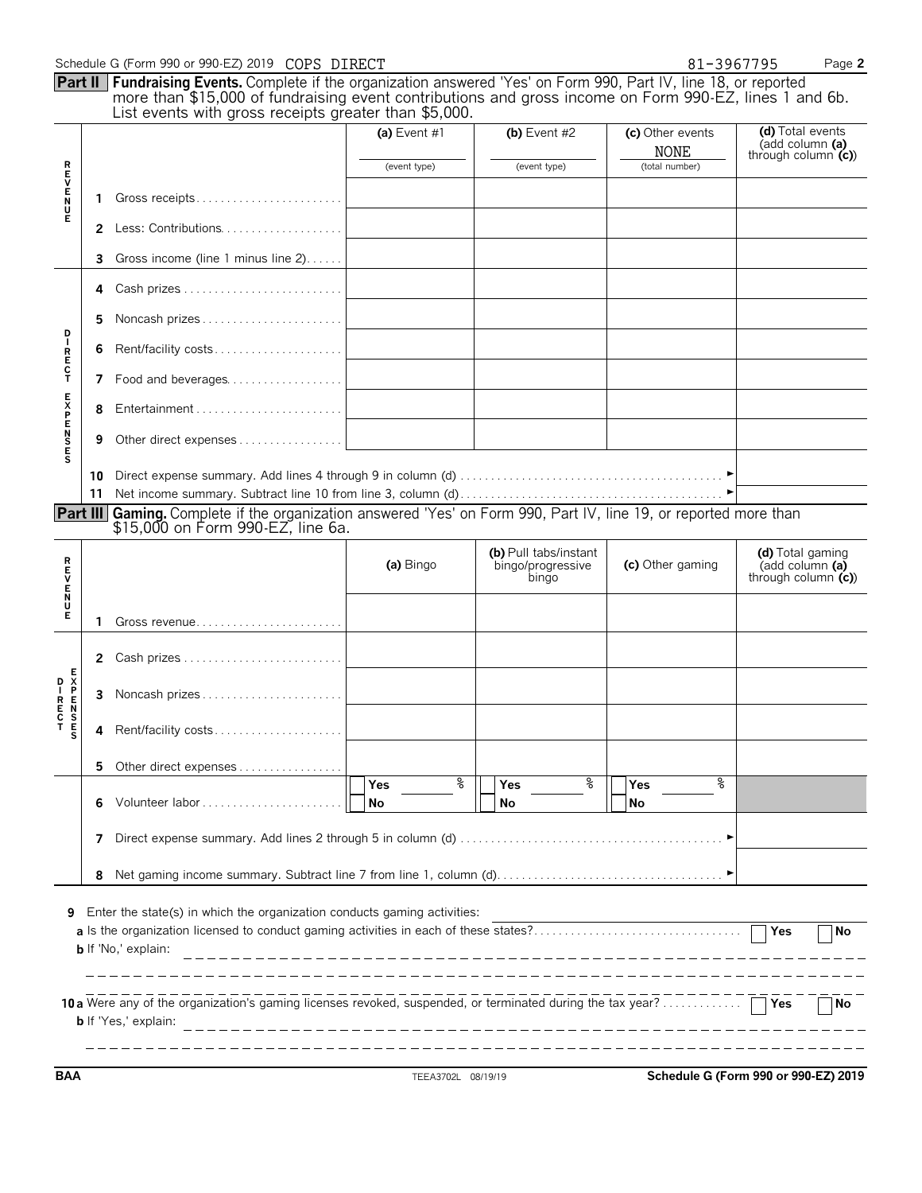Schedule G (Form 990 or 990-EZ) 2019 COPS DIRECT 81-3967795 Page **2**

**Part II** **Fundraising Events.** Complete if the organization answered 'Yes' on Form 990, Part IV, line 18, or reported more than $15,000 of fundraising event contributions and gross income on Form 990-EZ, lines 1 and 6b. List events with gross receipts greater than $5,000.

| | | (a) Event #1 | (b) Event #2 | (c) Other events | (d) Total events (add column (a) through column (c)) |
|---|---|---|---|---|---|
| | | (event type) | (event type) | NONE (total number) | |
| REVENUE | 1 Gross receipts | | | | |
| | 2 Less: Contributions | | | | |
| | 3 Gross income (line 1 minus line 2) | | | | |
| DIRECT EXPENSES | 4 Cash prizes | | | | |
| | 5 Noncash prizes | | | | |
| | 6 Rent/facility costs | | | | |
| | 7 Food and beverages | | | | |
| | 8 Entertainment | | | | |
| | 9 Other direct expenses | | | | |

10 Direct expense summary. Add lines 4 through 9 in column (d) ►

11 Net income summary. Subtract line 10 from line 3, column (d) ►

**Part III** **Gaming.** Complete if the organization answered 'Yes' on Form 990, Part IV, line 19, or reported more than $15,000 on Form 990-EZ, line 6a.

| | | (a) Bingo | (b) Pull tabs/instant bingo/progressive bingo | (c) Other gaming | (d) Total gaming (add column (a) through column (c)) |
|---|---|---|---|---|---|
| REVENUE | 1 Gross revenue | | | | |
| DIRECT EXPENSES | 2 Cash prizes | | | | |
| | 3 Noncash prizes | | | | |
| | 4 Rent/facility costs | | | | |
| | 5 Other direct expenses | | | | |
| | 6 Volunteer labor | Yes ___ % / No | Yes ___ % / No | Yes ___ % / No | |

7 Direct expense summary. Add lines 2 through 5 in column (d) ►

8 Net gaming income summary. Subtract line 7 from line 1, column (d) ►

9 Enter the state(s) in which the organization conducts gaming activities:

a Is the organization licensed to conduct gaming activities in each of these states? Yes No

b If 'No,' explain:

10a Were any of the organization's gaming licenses revoked, suspended, or terminated during the tax year? Yes No

b If 'Yes,' explain:

BAA TEEA3702L 08/19/19 Schedule G (Form 990 or 990-EZ) 2019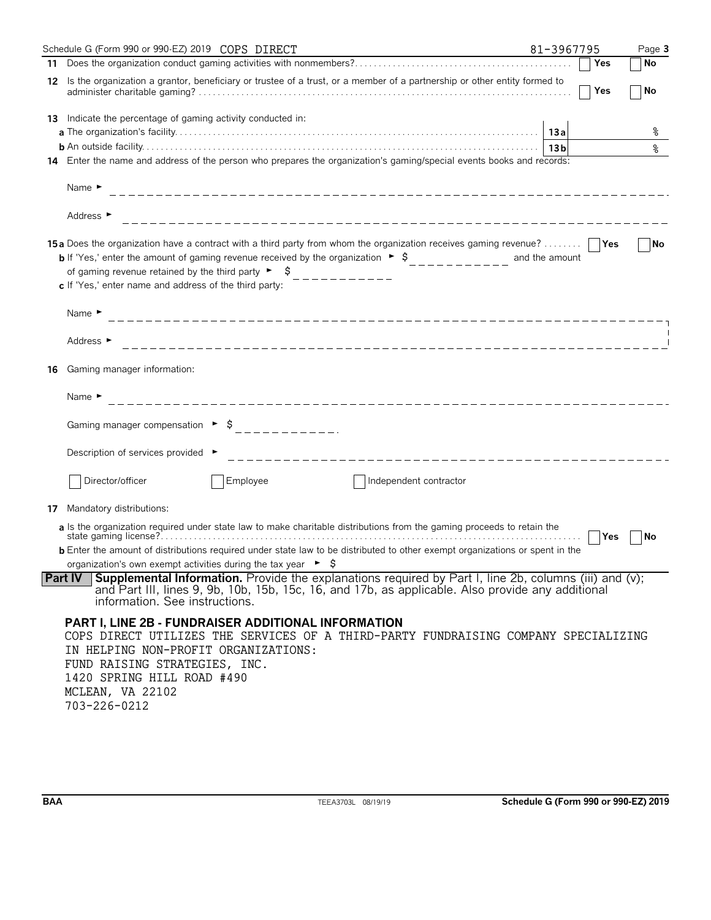Schedule G (Form 990 or 990-EZ) 2019 COPS DIRECT 81-3967795

**11** Does the organization conduct gaming activities with nonmembers? ☐ Yes ☐ No

**12** Is the organization a grantor, beneficiary or trustee of a trust, or a member of a partnership or other entity formed to administer charitable gaming? ☐ Yes ☐ No

**13** Indicate the percentage of gaming activity conducted in:

**a** The organization's facility . . . **13a** %

**b** An outside facility . . . **13b** %

**14** Enter the name and address of the person who prepares the organization's gaming/special events books and records:

Name ►

Address ►

**15a** Does the organization have a contract with a third party from whom the organization receives gaming revenue? ☐ Yes ☐ No

**b** If 'Yes,' enter the amount of gaming revenue received by the organization ► $ ________ and the amount of gaming revenue retained by the third party ► $ ________

**c** If 'Yes,' enter name and address of the third party:

Name ►

Address ►

**16** Gaming manager information:

Name ►

Gaming manager compensation ► $ ________

Description of services provided ►

☐ Director/officer ☐ Employee ☐ Independent contractor

**17** Mandatory distributions:

**a** Is the organization required under state law to make charitable distributions from the gaming proceeds to retain the state gaming license? ☐ Yes ☐ No

**b** Enter the amount of distributions required under state law to be distributed to other exempt organizations or spent in the organization's own exempt activities during the tax year ► $

**Part IV** **Supplemental Information.** Provide the explanations required by Part I, line 2b, columns (iii) and (v); and Part III, lines 9, 9b, 10b, 15b, 15c, 16, and 17b, as applicable. Also provide any additional information. See instructions.

**PART I, LINE 2B - FUNDRAISER ADDITIONAL INFORMATION**

COPS DIRECT UTILIZES THE SERVICES OF A THIRD-PARTY FUNDRAISING COMPANY SPECIALIZING IN HELPING NON-PROFIT ORGANIZATIONS:
FUND RAISING STRATEGIES, INC.
1420 SPRING HILL ROAD #490
MCLEAN, VA 22102
703-226-0212

BAA TEEA3703L 08/19/19 Schedule G (Form 990 or 990-EZ) 2019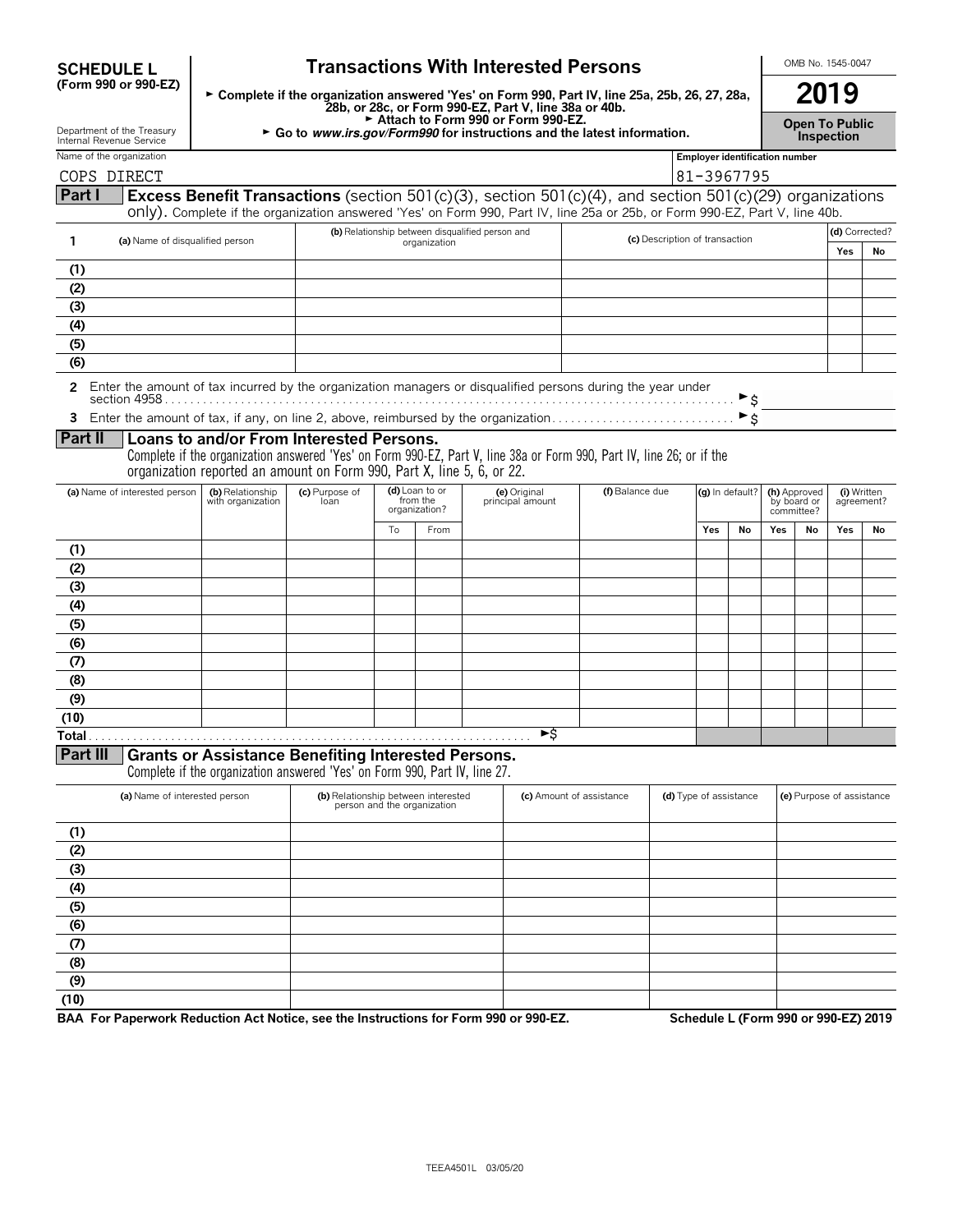**SCHEDULE L**
**(Form 990 or 990-EZ)**

Department of the Treasury
Internal Revenue Service

# Transactions With Interested Persons

► **Complete if the organization answered 'Yes' on Form 990, Part IV, line 25a, 25b, 26, 27, 28a, 28b, or 28c, or Form 990-EZ, Part V, line 38a or 40b.**
► **Attach to Form 990 or Form 990-EZ.**
► **Go to *www.irs.gov/Form990* for instructions and the latest information.**

OMB No. 1545-0047

**2019**

**Open To Public Inspection**

Name of the organization: COPS DIRECT

Employer identification number: 81-3967795

## Part I Excess Benefit Transactions (section 501(c)(3), section 501(c)(4), and section 501(c)(29) organizations only).

Complete if the organization answered 'Yes' on Form 990, Part IV, line 25a or 25b, or Form 990-EZ, Part V, line 40b.

| 1 | (a) Name of disqualified person | (b) Relationship between disqualified person and organization | (c) Description of transaction | (d) Corrected? | |
|---|---|---|---|---|---|
| | | | | Yes | No |
| (1) | | | | | |
| (2) | | | | | |
| (3) | | | | | |
| (4) | | | | | |
| (5) | | | | | |
| (6) | | | | | |

**2** Enter the amount of tax incurred by the organization managers or disqualified persons during the year under section 4958 . . . ► $

**3** Enter the amount of tax, if any, on line 2, above, reimbursed by the organization . . . ► $

## Part II Loans to and/or From Interested Persons.

Complete if the organization answered 'Yes' on Form 990-EZ, Part V, line 38a or Form 990, Part IV, line 26; or if the organization reported an amount on Form 990, Part X, line 5, 6, or 22.

| (a) Name of interested person | (b) Relationship with organization | (c) Purpose of loan | (d) Loan to or from the organization? | | (e) Original principal amount | (f) Balance due | (g) In default? | | (h) Approved by board or committee? | | (i) Written agreement? | |
|---|---|---|---|---|---|---|---|---|---|---|---|---|
| | | | To | From | | | Yes | No | Yes | No | Yes | No |
| (1) | | | | | | | | | | | | |
| (2) | | | | | | | | | | | | |
| (3) | | | | | | | | | | | | |
| (4) | | | | | | | | | | | | |
| (5) | | | | | | | | | | | | |
| (6) | | | | | | | | | | | | |
| (7) | | | | | | | | | | | | |
| (8) | | | | | | | | | | | | |
| (9) | | | | | | | | | | | | |
| (10) | | | | | | | | | | | | |
| Total . . . ►$ | | | | | | | | | | | | |

## Part III Grants or Assistance Benefiting Interested Persons.

Complete if the organization answered 'Yes' on Form 990, Part IV, line 27.

| (a) Name of interested person | (b) Relationship between interested person and the organization | (c) Amount of assistance | (d) Type of assistance | (e) Purpose of assistance |
|---|---|---|---|---|
| (1) | | | | |
| (2) | | | | |
| (3) | | | | |
| (4) | | | | |
| (5) | | | | |
| (6) | | | | |
| (7) | | | | |
| (8) | | | | |
| (9) | | | | |
| (10) | | | | |

**BAA For Paperwork Reduction Act Notice, see the Instructions for Form 990 or 990-EZ.** **Schedule L (Form 990 or 990-EZ) 2019**

TEEA4501L 03/05/20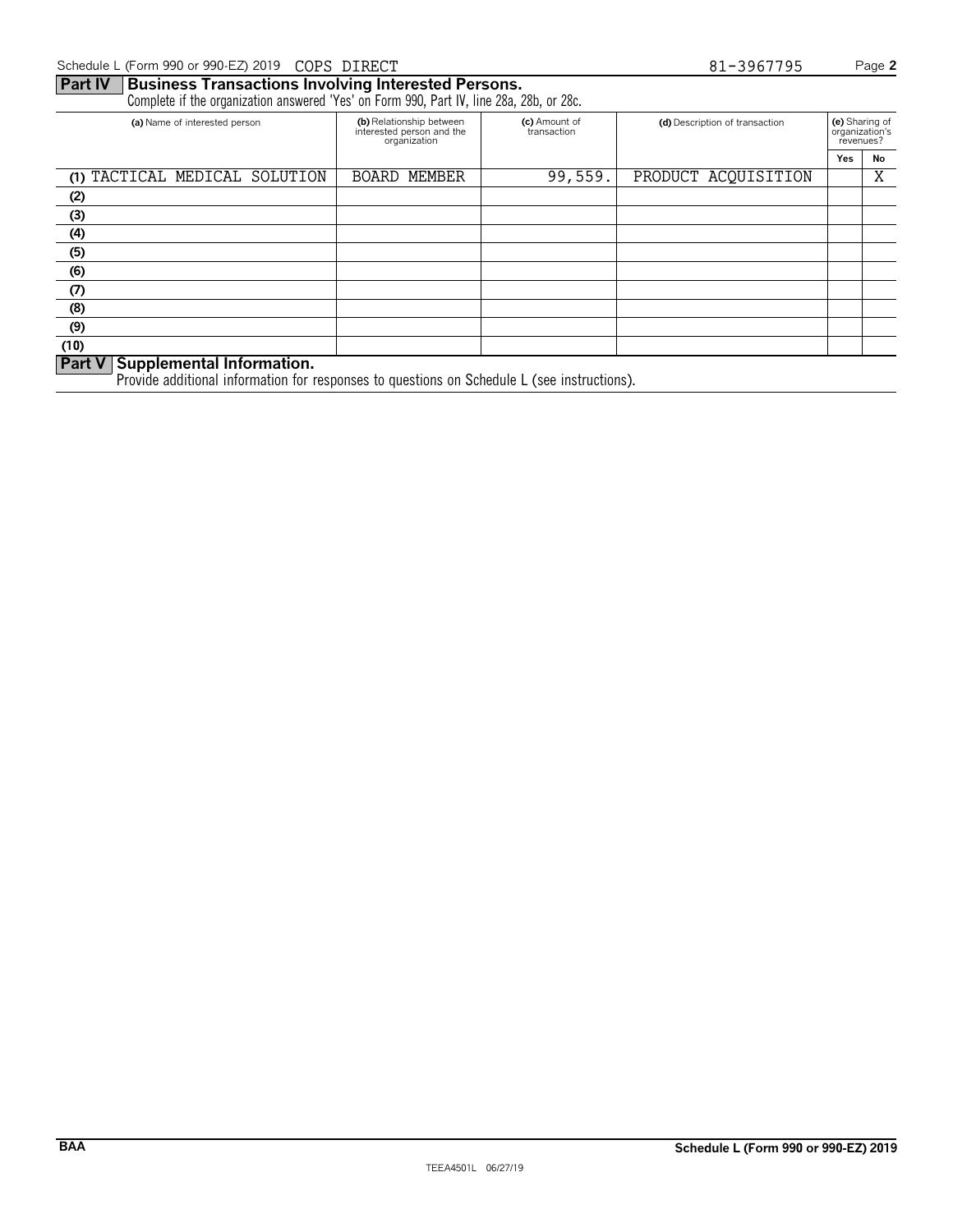Schedule L (Form 990 or 990-EZ) 2019 COPS DIRECT 81-3967795 Page **2**

## Part IV Business Transactions Involving Interested Persons.

Complete if the organization answered 'Yes' on Form 990, Part IV, line 28a, 28b, or 28c.

| (a) Name of interested person | (b) Relationship between interested person and the organization | (c) Amount of transaction | (d) Description of transaction | (e) Sharing of organization's revenues? | |
|---|---|---|---|---|---|
| | | | | Yes | No |
| (1) TACTICAL MEDICAL SOLUTION | BOARD MEMBER | 99,559. | PRODUCT ACQUISITION | | X |
| (2) | | | | | |
| (3) | | | | | |
| (4) | | | | | |
| (5) | | | | | |
| (6) | | | | | |
| (7) | | | | | |
| (8) | | | | | |
| (9) | | | | | |
| (10) | | | | | |

## Part V Supplemental Information.

Provide additional information for responses to questions on Schedule L (see instructions).

BAA **Schedule L (Form 990 or 990-EZ) 2019**

TEEA4501L 06/27/19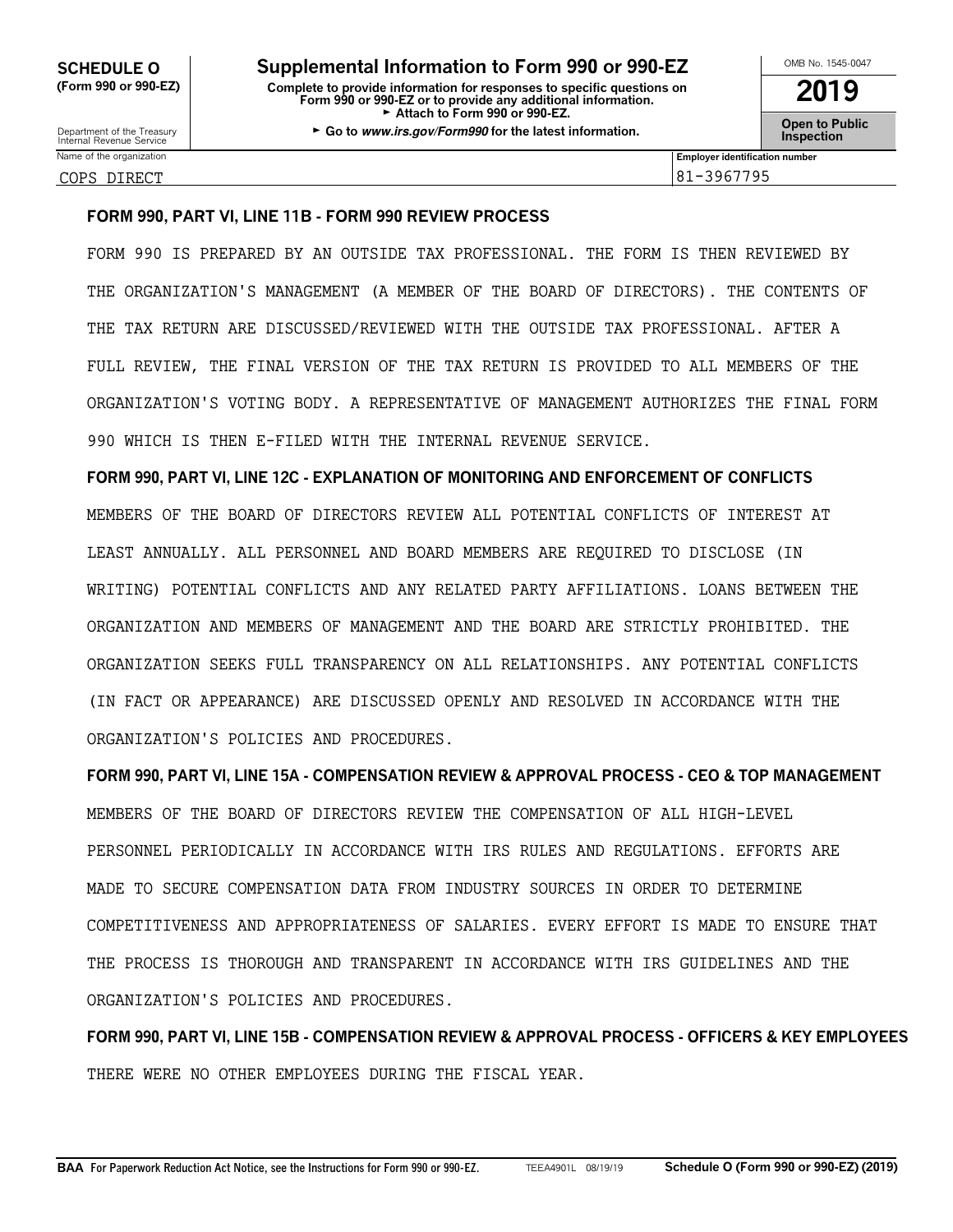**SCHEDULE O (Form 990 or 990-EZ)**

Department of the Treasury
Internal Revenue Service

# Supplemental Information to Form 990 or 990-EZ

**Complete to provide information for responses to specific questions on Form 990 or 990-EZ or to provide any additional information.**
► **Attach to Form 990 or 990-EZ.**
► **Go to *www.irs.gov/Form990* for the latest information.**

OMB No. 1545-0047

**2019**

**Open to Public Inspection**

| Name of the organization | Employer identification number |
|---|---|
| COPS DIRECT | 81-3967795 |

**FORM 990, PART VI, LINE 11B - FORM 990 REVIEW PROCESS**

FORM 990 IS PREPARED BY AN OUTSIDE TAX PROFESSIONAL. THE FORM IS THEN REVIEWED BY THE ORGANIZATION'S MANAGEMENT (A MEMBER OF THE BOARD OF DIRECTORS). THE CONTENTS OF THE TAX RETURN ARE DISCUSSED/REVIEWED WITH THE OUTSIDE TAX PROFESSIONAL. AFTER A FULL REVIEW, THE FINAL VERSION OF THE TAX RETURN IS PROVIDED TO ALL MEMBERS OF THE ORGANIZATION'S VOTING BODY. A REPRESENTATIVE OF MANAGEMENT AUTHORIZES THE FINAL FORM 990 WHICH IS THEN E-FILED WITH THE INTERNAL REVENUE SERVICE.

**FORM 990, PART VI, LINE 12C - EXPLANATION OF MONITORING AND ENFORCEMENT OF CONFLICTS**

MEMBERS OF THE BOARD OF DIRECTORS REVIEW ALL POTENTIAL CONFLICTS OF INTEREST AT LEAST ANNUALLY. ALL PERSONNEL AND BOARD MEMBERS ARE REQUIRED TO DISCLOSE (IN WRITING) POTENTIAL CONFLICTS AND ANY RELATED PARTY AFFILIATIONS. LOANS BETWEEN THE ORGANIZATION AND MEMBERS OF MANAGEMENT AND THE BOARD ARE STRICTLY PROHIBITED. THE ORGANIZATION SEEKS FULL TRANSPARENCY ON ALL RELATIONSHIPS. ANY POTENTIAL CONFLICTS (IN FACT OR APPEARANCE) ARE DISCUSSED OPENLY AND RESOLVED IN ACCORDANCE WITH THE ORGANIZATION'S POLICIES AND PROCEDURES.

**FORM 990, PART VI, LINE 15A - COMPENSATION REVIEW & APPROVAL PROCESS - CEO & TOP MANAGEMENT**

MEMBERS OF THE BOARD OF DIRECTORS REVIEW THE COMPENSATION OF ALL HIGH-LEVEL PERSONNEL PERIODICALLY IN ACCORDANCE WITH IRS RULES AND REGULATIONS. EFFORTS ARE MADE TO SECURE COMPENSATION DATA FROM INDUSTRY SOURCES IN ORDER TO DETERMINE COMPETITIVENESS AND APPROPRIATENESS OF SALARIES. EVERY EFFORT IS MADE TO ENSURE THAT THE PROCESS IS THOROUGH AND TRANSPARENT IN ACCORDANCE WITH IRS GUIDELINES AND THE ORGANIZATION'S POLICIES AND PROCEDURES.

**FORM 990, PART VI, LINE 15B - COMPENSATION REVIEW & APPROVAL PROCESS - OFFICERS & KEY EMPLOYEES**

THERE WERE NO OTHER EMPLOYEES DURING THE FISCAL YEAR.

**BAA** For Paperwork Reduction Act Notice, see the Instructions for Form 990 or 990-EZ. TEEA4901L 08/19/19 **Schedule O (Form 990 or 990-EZ) (2019)**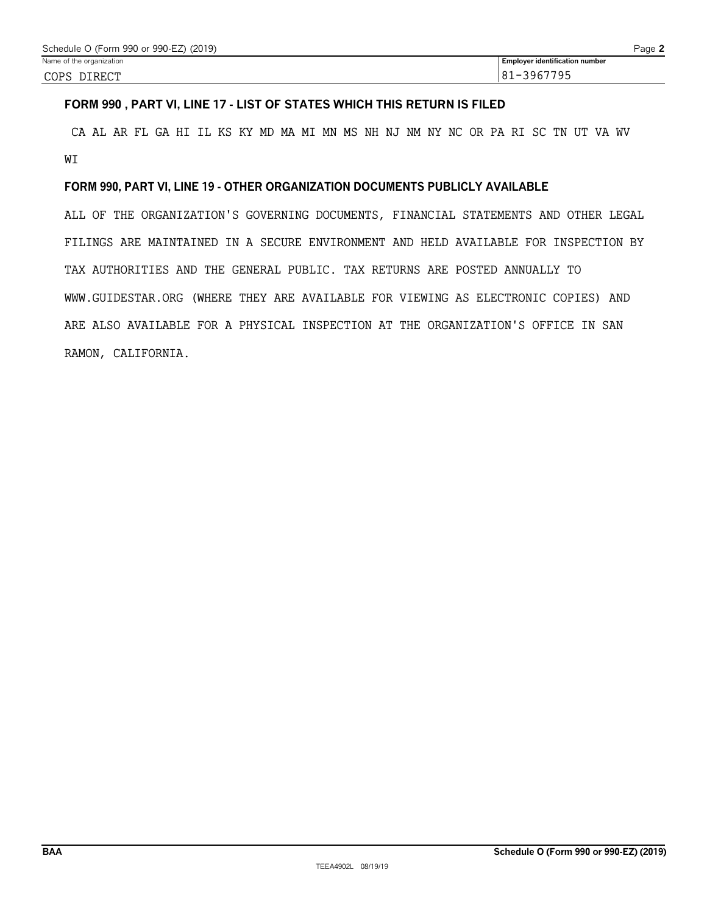Name of the organization: COPS DIRECT

Employer identification number: 81-3967795

**FORM 990 , PART VI, LINE 17 - LIST OF STATES WHICH THIS RETURN IS FILED**

CA AL AR FL GA HI IL KS KY MD MA MI MN MS NH NJ NM NY NC OR PA RI SC TN UT VA WV WI

**FORM 990, PART VI, LINE 19 - OTHER ORGANIZATION DOCUMENTS PUBLICLY AVAILABLE**

ALL OF THE ORGANIZATION'S GOVERNING DOCUMENTS, FINANCIAL STATEMENTS AND OTHER LEGAL FILINGS ARE MAINTAINED IN A SECURE ENVIRONMENT AND HELD AVAILABLE FOR INSPECTION BY TAX AUTHORITIES AND THE GENERAL PUBLIC. TAX RETURNS ARE POSTED ANNUALLY TO WWW.GUIDESTAR.ORG (WHERE THEY ARE AVAILABLE FOR VIEWING AS ELECTRONIC COPIES) AND ARE ALSO AVAILABLE FOR A PHYSICAL INSPECTION AT THE ORGANIZATION'S OFFICE IN SAN RAMON, CALIFORNIA.